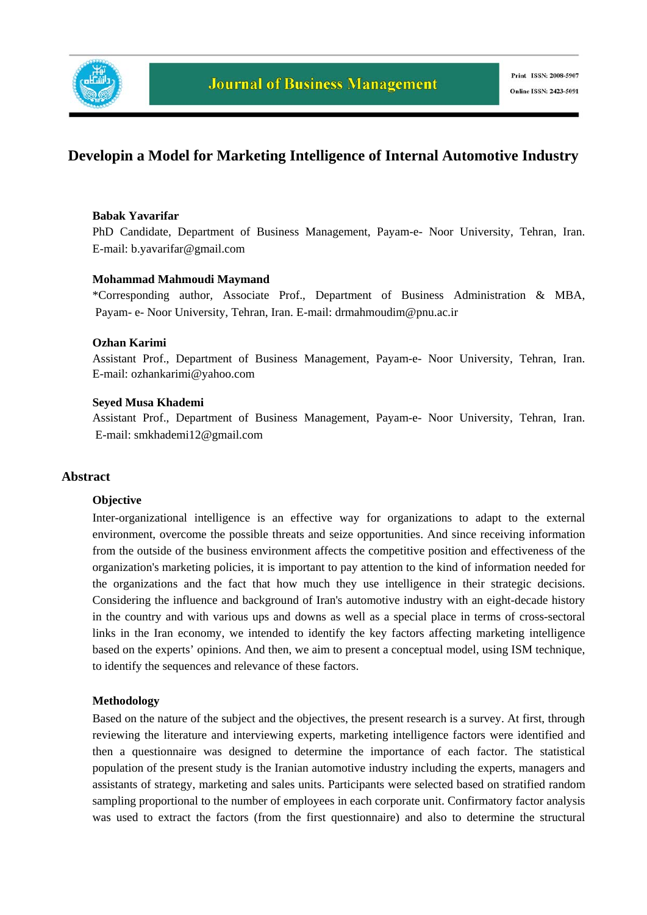# Developin a Model for Marketing Intelligence of Internal Automotive Industry

**Babak Yavarifar**
PhD Candidate, Department of Business Management, Payam-e- Noor University, Tehran, Iran. E-mail: b.yavarifar@gmail.com

**Mohammad Mahmoudi Maymand**
*Corresponding author, Associate Prof., Department of Business Administration & MBA, Payam- e- Noor University, Tehran, Iran. E-mail: drmahmoudim@pnu.ac.ir

**Ozhan Karimi**
Assistant Prof., Department of Business Management, Payam-e- Noor University, Tehran, Iran. E-mail: ozhankarimi@yahoo.com

**Seyed Musa Khademi**
Assistant Prof., Department of Business Management, Payam-e- Noor University, Tehran, Iran. E-mail: smkhademi12@gmail.com

## Abstract

### Objective

Inter-organizational intelligence is an effective way for organizations to adapt to the external environment, overcome the possible threats and seize opportunities. And since receiving information from the outside of the business environment affects the competitive position and effectiveness of the organization's marketing policies, it is important to pay attention to the kind of information needed for the organizations and the fact that how much they use intelligence in their strategic decisions. Considering the influence and background of Iran's automotive industry with an eight-decade history in the country and with various ups and downs as well as a special place in terms of cross-sectoral links in the Iran economy, we intended to identify the key factors affecting marketing intelligence based on the experts' opinions. And then, we aim to present a conceptual model, using ISM technique, to identify the sequences and relevance of these factors.

### Methodology

Based on the nature of the subject and the objectives, the present research is a survey. At first, through reviewing the literature and interviewing experts, marketing intelligence factors were identified and then a questionnaire was designed to determine the importance of each factor. The statistical population of the present study is the Iranian automotive industry including the experts, managers and assistants of strategy, marketing and sales units. Participants were selected based on stratified random sampling proportional to the number of employees in each corporate unit. Confirmatory factor analysis was used to extract the factors (from the first questionnaire) and also to determine the structural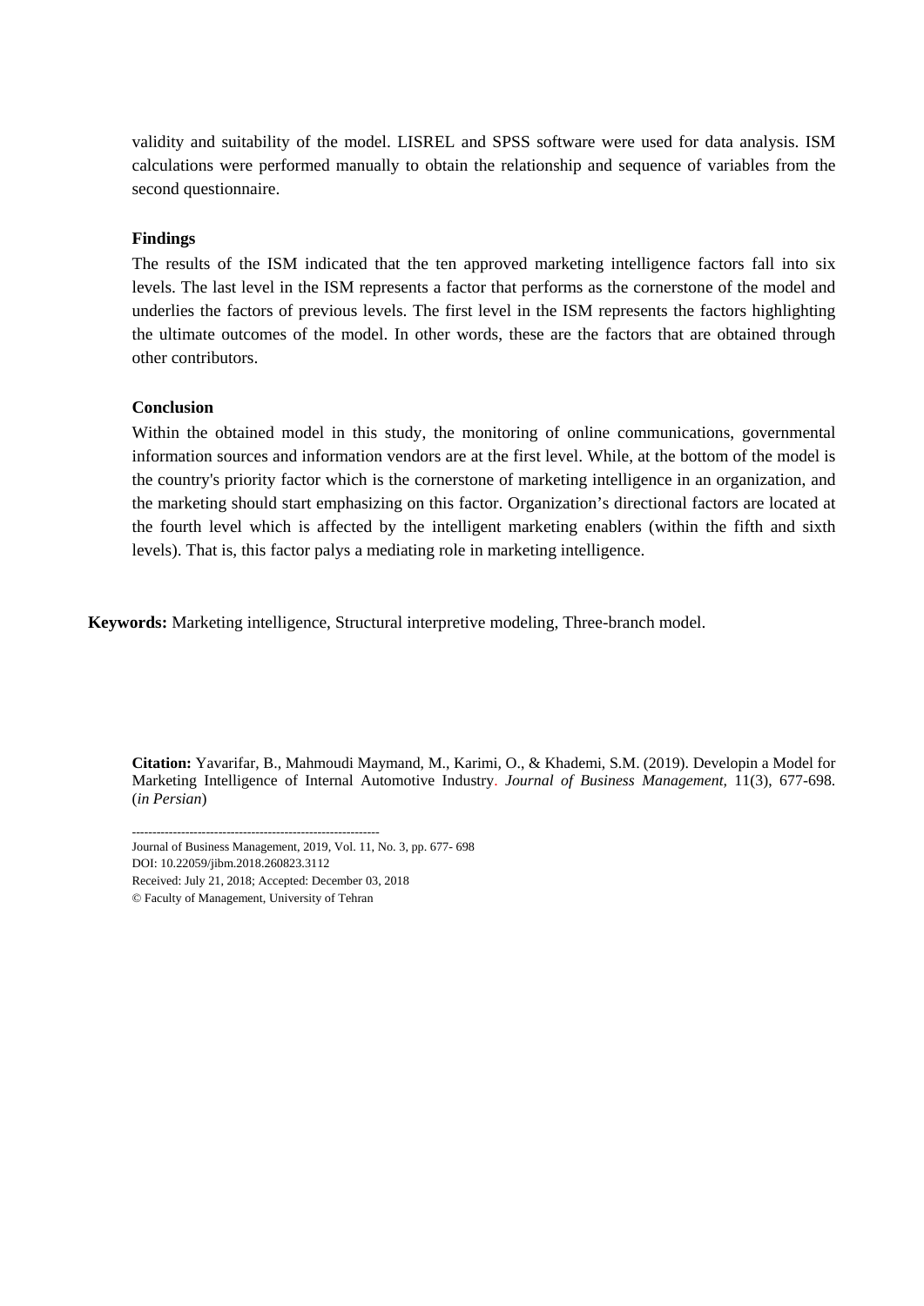validity and suitability of the model. LISREL and SPSS software were used for data analysis. ISM calculations were performed manually to obtain the relationship and sequence of variables from the second questionnaire.

**Findings**

The results of the ISM indicated that the ten approved marketing intelligence factors fall into six levels. The last level in the ISM represents a factor that performs as the cornerstone of the model and underlies the factors of previous levels. The first level in the ISM represents the factors highlighting the ultimate outcomes of the model. In other words, these are the factors that are obtained through other contributors.

**Conclusion**

Within the obtained model in this study, the monitoring of online communications, governmental information sources and information vendors are at the first level. While, at the bottom of the model is the country's priority factor which is the cornerstone of marketing intelligence in an organization, and the marketing should start emphasizing on this factor. Organization's directional factors are located at the fourth level which is affected by the intelligent marketing enablers (within the fifth and sixth levels). That is, this factor palys a mediating role in marketing intelligence.

**Keywords:** Marketing intelligence, Structural interpretive modeling, Three-branch model.

**Citation:** Yavarifar, B., Mahmoudi Maymand, M., Karimi, O., & Khademi, S.M. (2019). Developin a Model for Marketing Intelligence of Internal Automotive Industry. *Journal of Business Management,* 11(3), 677-698. (*in Persian*)

------------------------------------------------------------

Journal of Business Management, 2019, Vol. 11, No. 3, pp. 677- 698

DOI: 10.22059/jibm.2018.260823.3112

Received: July 21, 2018; Accepted: December 03, 2018

© Faculty of Management, University of Tehran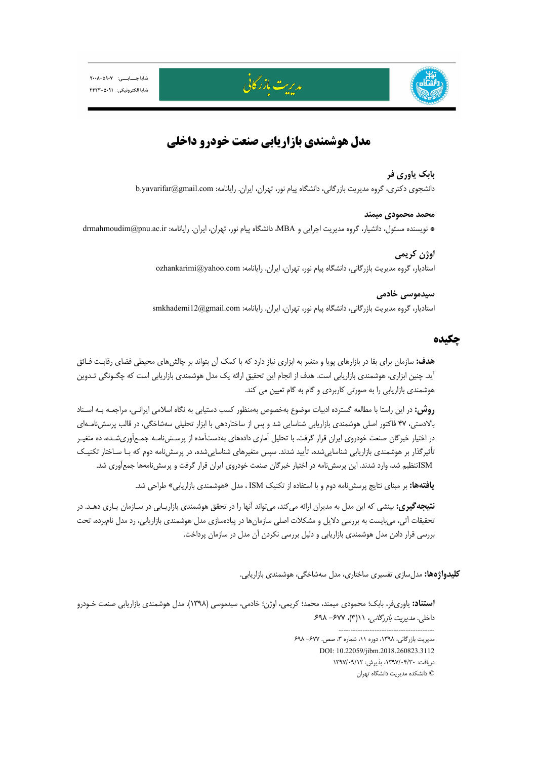# مدل هوشمندی بازاریابی صنعت خودرو داخلی

**بابک یاوری فر**

دانشجوی دکتری، گروه مدیریت بازرگانی، دانشگاه پیام نور، تهران، ایران. رایانامه: b.yavarifar@gmail.com

**محمد محمودی میمند**

* نویسنده مسئول، دانشیار، گروه مدیریت اجرایی و MBA، دانشگاه پیام نور، تهران، ایران. رایانامه: drmahmoudim@pnu.ac.ir

**اوژن کریمی**

استادیار، گروه مدیریت بازرگانی، دانشگاه پیام نور، تهران، ایران. رایانامه: ozhankarimi@yahoo.com

**سیدموسی خادمی**

استادیار، گروه مدیریت بازرگانی، دانشگاه پیام نور، تهران، ایران. رایانامه: smkhademi12@gmail.com

## چکیده

**هدف:** سازمان برای بقا در بازارهای پویا و متغیر به ابزاری نیاز دارد که با کمک آن بتواند بر چالش‌های محیطی فضای رقابت فائق آید. چنین ابزاری، هوشمندی بازاریابی است. هدف از انجام این تحقیق ارائه یک مدل هوشمندی بازاریابی است که چگونگی تدوین هوشمندی بازاریابی را به صورتی کاربردی و گام به گام تعیین می کند.

**روش:** در این راستا با مطالعه گسترده ادبیات موضوع به‌خصوص به‌منظور کسب دستیابی به نگاه اسلامی ایرانی، مراجعه به اسناد بالادستی، ۴۷ فاکتور اصلی هوشمندی بازاریابی شناسایی شد و پس از ساختاردهی با ابزار تحلیلی سه‌شاخگی، در قالب پرسش‌نامه‌ای در اختیار خبرگان صنعت خودروی ایران قرار گرفت. با تحلیل آماری داده‌های به‌دست‌آمده از پرسش‌نامه جمع‌آوری‌شده، ده متغیر تأثیرگذار بر هوشمندی بازاریابی شناسایی‌شده، تأیید شدند. سپس متغیرهای شناسایی‌شده، در پرسش‌نامه دوم که با ساختار تکنیک ISMتنظیم شد، وارد شدند. این پرسش‌نامه در اختیار خبرگان صنعت خودروی ایران قرار گرفت و پرسش‌نامه‌ها جمع‌آوری شد.

**یافته‌ها:** بر مبنای نتایج پرسش‌نامه دوم و با استفاده از تکنیک ISM ، مدل «هوشمندی بازاریابی» طراحی شد.

**نتیجه‌گیری:** بینشی که این مدل به مدیران ارائه می‌کند، می‌تواند آنها را در تحقق هوشمندی بازاریابی در سازمان یاری دهد. در تحقیقات آتی، می‌بایست به بررسی دلایل و مشکلات اصلی سازمان‌ها در پیاده‌سازی مدل هوشمندی بازاریابی، رد مدل نام‌برده، تحت بررسی قرار دادن مدل هوشمندی بازاریابی و دلیل بررسی نکردن آن مدل در سازمان پرداخت.

**کلیدواژه‌ها:** مدل‌سازی تفسیری ساختاری، مدل سه‌شاخگی، هوشمندی بازاریابی.

**استناد:** یاوری‌فر، بابک؛ محمودی میمند، محمد؛ کریمی، اوژن؛ خادمی، سیدموسی (۱۳۹۸). مدل هوشمندی بازاریابی صنعت خودرو داخلی. *مدیریت بازرگانی*، ۱۱(۳)، ۶۷۷– ۶۹۸.

DOI: 10.22059/jibm.2018.260823.3112

دریافت: ۱۳۹۷/۰۴/۳۰، پذیرش: ۱۳۹۷/۰۹/۱۲

© دانشکده مدیریت دانشگاه تهران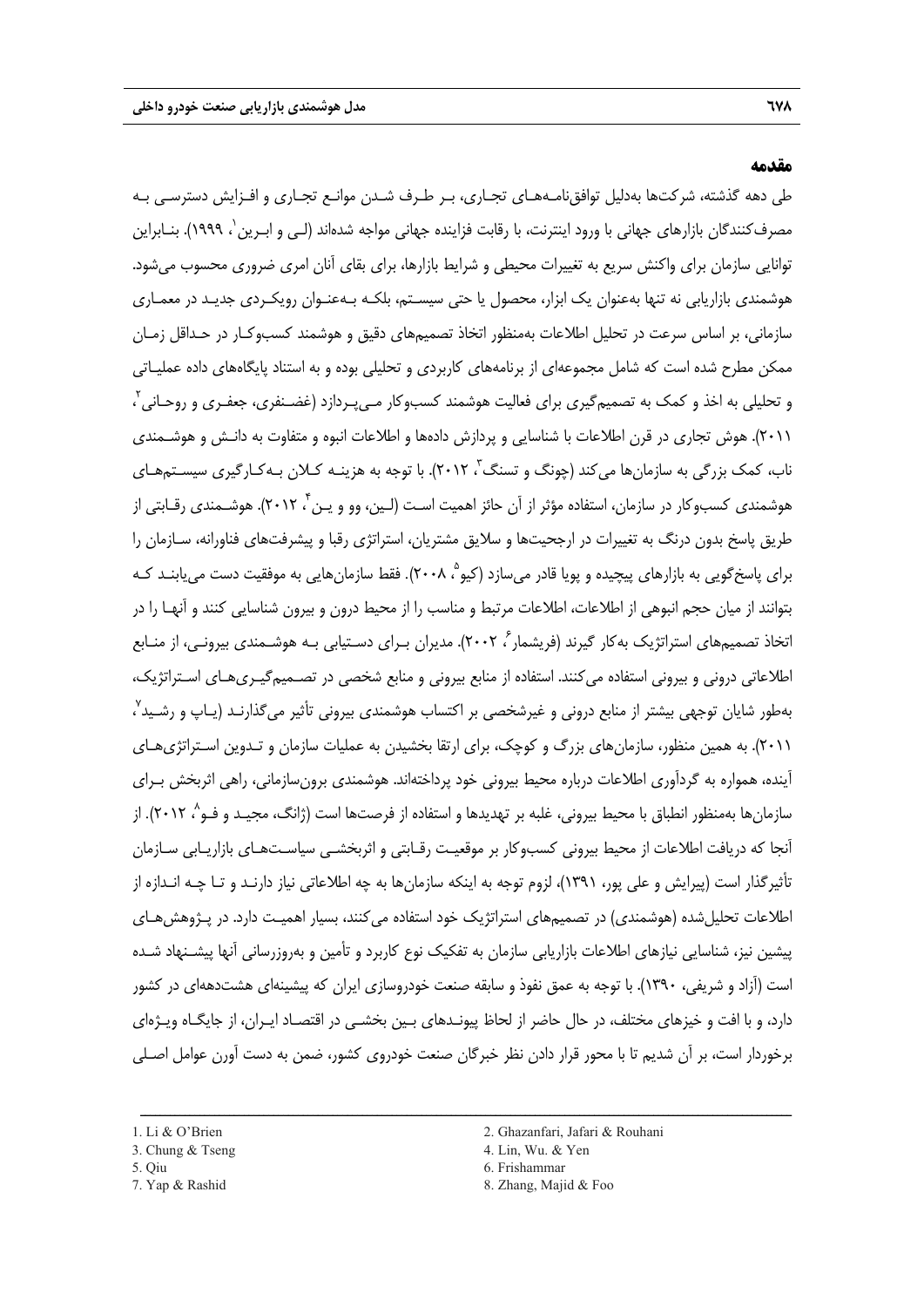## مقدمه

طی دهه گذشته، شرکت‌ها به‌دلیل توافق‌نامه‌های تجاری، بر طرف شدن موانع تجاری و افزایش دسترسی به مصرف‌کنندگان بازارهای جهانی با ورود اینترنت، با رقابت فزاینده جهانی مواجه شده‌اند (لی و ابرین[1]، ۱۹۹۹). بنابراین توانایی سازمان برای واکنش سریع به تغییرات محیطی و شرایط بازارها، برای بقای آنان امری ضروری محسوب می‌شود. هوشمندی بازاریابی نه تنها به‌عنوان یک ابزار، محصول یا حتی سیستم، بلکه به‌عنوان رویکردی جدید در معماری سازمانی، بر اساس سرعت در تحلیل اطلاعات به‌منظور اتخاذ تصمیم‌های دقیق و هوشمند کسب‌وکار در حداقل زمان ممکن مطرح شده است که شامل مجموعه‌ای از برنامه‌های کاربردی و تحلیلی بوده و به استناد پایگاه‌های داده عملیاتی و تحلیلی به اخذ و کمک به تصمیم‌گیری برای فعالیت هوشمند کسب‌وکار می‌پردازد (غضنفری، جعفری و روحانی[2]، ۲۰۱۱). هوش تجاری در قرن اطلاعات با شناسایی و پردازش داده‌ها و اطلاعات انبوه و متفاوت به دانش و هوشمندی ناب، کمک بزرگی به سازمان‌ها می‌کند (چونگ و تسنگ[3]، ۲۰۱۲). با توجه به هزینه کلان به‌کارگیری سیستم‌های هوشمندی کسب‌وکار در سازمان، استفاده مؤثر از آن حائز اهمیت است (لین، وو و ین[4]، ۲۰۱۲). هوشمندی رقابتی از طریق پاسخ بدون درنگ به تغییرات در ارجحیت‌ها و سلایق مشتریان، استراتژی رقبا و پیشرفت‌های فناورانه، سازمان را برای پاسخ‌گویی به بازارهای پیچیده و پویا قادر می‌سازد (کیو[5]، ۲۰۰۸). فقط سازمان‌هایی به موفقیت دست می‌یابند که بتوانند از میان حجم انبوهی از اطلاعات، اطلاعات مرتبط و مناسب را از محیط درون و بیرون شناسایی کنند و آنها را در اتخاذ تصمیم‌های استراتژیک به‌کار گیرند (فریشمار[6]، ۲۰۰۲). مدیران برای دستیابی به هوشمندی بیرونی، از منابع اطلاعاتی درونی و بیرونی استفاده می‌کنند. استفاده از منابع بیرونی و منابع شخصی در تصمیم‌گیری‌های استراتژیک، به‌طور شایان توجهی بیشتر از منابع درونی و غیرشخصی بر اکتساب هوشمندی بیرونی تأثیر می‌گذارند (یاپ و رشید[7]، ۲۰۱۱). به همین منظور، سازمان‌های بزرگ و کوچک، برای ارتقا بخشیدن به عملیات سازمان و تدوین استراتژی‌های آینده، همواره به گردآوری اطلاعات درباره محیط بیرونی خود پرداخته‌اند. هوشمندی برون‌سازمانی، راهی اثربخش برای سازمان‌ها به‌منظور انطباق با محیط بیرونی، غلبه بر تهدیدها و استفاده از فرصت‌ها است (ژانگ، مجید و فو[8]، ۲۰۱۲). از آنجا که دریافت اطلاعات از محیط بیرونی کسب‌وکار بر موقعیت رقابتی و اثربخشی سیاست‌های بازاریابی سازمان تأثیرگذار است (پیرایش و علی پور، ۱۳۹۱)، لزوم توجه به اینکه سازمان‌ها به چه اطلاعاتی نیاز دارند و تا چه اندازه از اطلاعات تحلیل‌شده (هوشمندی) در تصمیم‌های استراتژیک خود استفاده می‌کنند، بسیار اهمیت دارد. در پژوهش‌های پیشین نیز، شناسایی نیازهای اطلاعات بازاریابی سازمان به تفکیک نوع کاربرد و تأمین و به‌روزرسانی آنها پیشنهاد شده است (آزاد و شریفی، ۱۳۹۰). با توجه به عمق نفوذ و سابقه صنعت خودروسازی ایران که پیشینه‌ای هشت‌دهه‌ای در کشور دارد، و با افت و خیزهای مختلف، در حال حاضر از لحاظ پیوندهای بین بخشی در اقتصاد ایران، از جایگاه ویژه‌ای برخوردار است، بر آن شدیم تا با محور قرار دادن نظر خبرگان صنعت خودروی کشور، ضمن به دست آورن عوامل اصلی

---

1. Li & O'Brien
2. Ghazanfari, Jafari & Rouhani
3. Chung & Tseng
4. Lin, Wu. & Yen
5. Qiu
6. Frishammar
7. Yap & Rashid
8. Zhang, Majid & Foo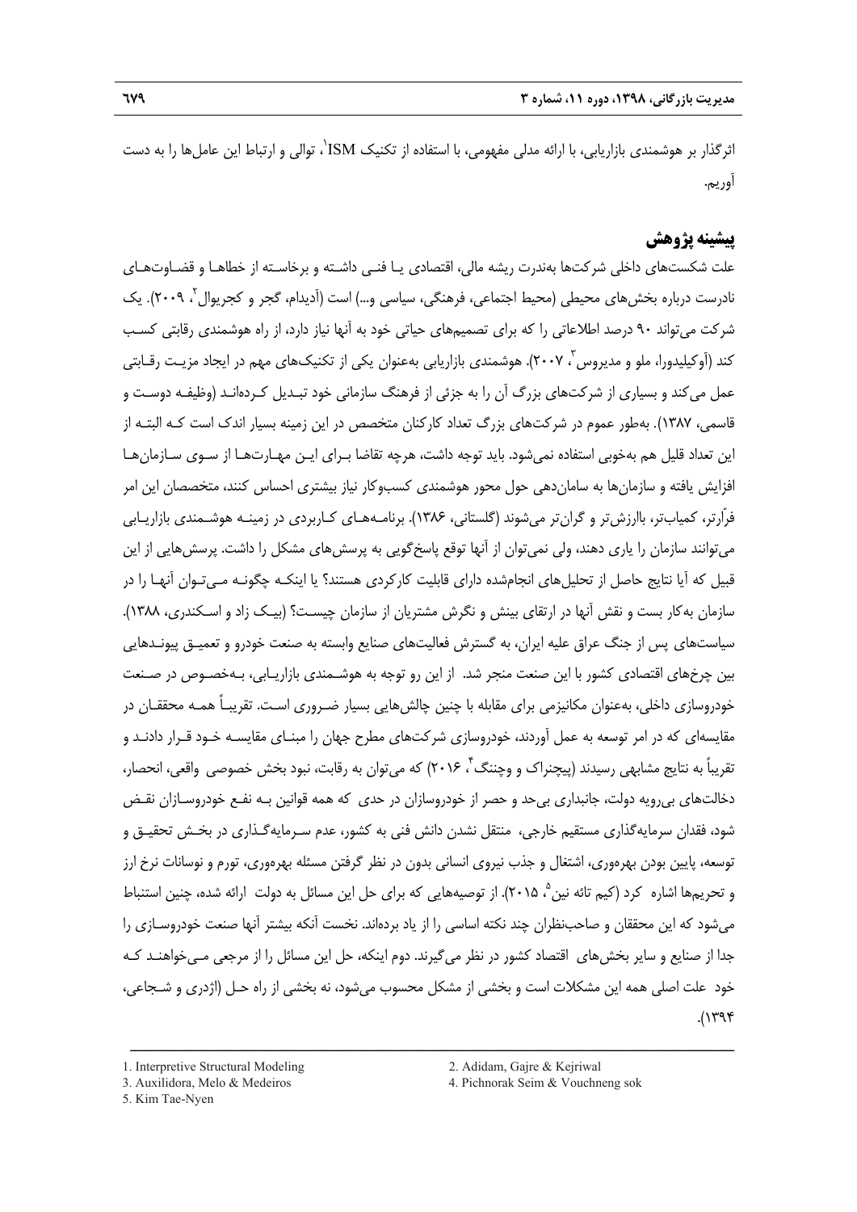اثرگذار بر هوشمندی بازاریابی، با ارائه مدلی مفهومی، با استفاده از تکنیک ISM[1]، توالی و ارتباط این عامل‌ها را به دست آوریم.

## پیشینه پژوهش

علت شکست‌های داخلی شرکت‌ها به‌ندرت ریشه مالی، اقتصادی یا فنی داشته و برخاسته از خطاها و قضاوت‌های نادرست درباره بخش‌های محیطی (محیط اجتماعی، فرهنگی، سیاسی و...) است (آدیدام، گجر و کجریوال[2]، ۲۰۰۹). یک شرکت می‌تواند ۹۰ درصد اطلاعاتی را که برای تصمیم‌های حیاتی خود به آنها نیاز دارد، از راه هوشمندی رقابتی کسب کند (آوکیلیدورا، ملو و مدیروس[3]، ۲۰۰۷). هوشمندی بازاریابی به‌عنوان یکی از تکنیک‌های مهم در ایجاد مزیت رقابتی عمل می‌کند و بسیاری از شرکت‌های بزرگ آن را به جزئی از فرهنگ سازمانی خود تبدیل کرده‌اند (وظیفه دوست و قاسمی، ۱۳۸۷). به‌طور عموم در شرکت‌های بزرگ تعداد کارکنان متخصص در این زمینه بسیار اندک است که البته از این تعداد قلیل هم به‌خوبی استفاده نمی‌شود. باید توجه داشت، هرچه تقاضا برای این مهارت‌ها از سوی سازمان‌ها افزایش یافته و سازمان‌ها به سامان‌دهی حول محور هوشمندی کسب‌وکار نیاز بیشتری احساس کنند، متخصصان این امر فرّارتر، کمیاب‌تر، باارزش‌تر و گران‌تر می‌شوند (گلستانی، ۱۳۸۶). برنامه‌های کاربردی در زمینه هوشمندی بازاریابی می‌توانند سازمان را یاری دهند، ولی نمی‌توان از آنها توقع پاسخ‌گویی به پرسش‌های مشکل را داشت. پرسش‌هایی از این قبیل که آیا نتایج حاصل از تحلیل‌های انجام‌شده دارای قابلیت کاربردی هستند؟ یا اینکه چگونه می‌توان آنها را در سازمان به‌کار بست و نقش آنها در ارتقای بینش و نگرش مشتریان از سازمان چیست؟ (بیک زاد و اسکندری، ۱۳۸۸). سیاست‌های پس از جنگ عراق علیه ایران، به گسترش فعالیت‌های صنایع وابسته به صنعت خودرو و تعمیق پیوندهایی بین چرخ‌های اقتصادی کشور با این صنعت منجر شد. از این رو توجه به هوشمندی بازاریابی، به‌خصوص در صنعت خودروسازی داخلی، به‌عنوان مکانیزمی برای مقابله با چنین چالش‌هایی بسیار ضروری است. تقریباً همه محققان در مقایسه‌ای که در امر توسعه به عمل آوردند، خودروسازی شرکت‌های مطرح جهان را مبنای مقایسه خود قرار دادند و تقریباً به نتایج مشابهی رسیدند (پیچنراک و وچنگ[4]، ۲۰۱۶) که می‌توان به رقابت، نبود بخش خصوصی واقعی، انحصار، دخالت‌های بی‌رویه دولت، جانبداری بی‌حد و حصر از خودروسازان در حدی که همه قوانین به نفع خودروسازان نقض شود، فقدان سرمایه‌گذاری مستقیم خارجی، منتقل نشدن دانش فنی به کشور، عدم سرمایه‌گذاری در بخش تحقیق و توسعه، پایین بودن بهره‌وری، اشتغال و جذب نیروی انسانی بدون در نظر گرفتن مسئله بهره‌وری، تورم و نوسانات نرخ ارز و تحریم‌ها اشاره کرد (کیم تائه نین[5]، ۲۰۱۵). از توصیه‌هایی که برای حل این مسائل به دولت ارائه شده، چنین استنباط می‌شود که این محققان و صاحب‌نظران چند نکته اساسی را از یاد برده‌اند. نخست آنکه بیشتر آنها صنعت خودروسازی را جدا از صنایع و سایر بخش‌های اقتصاد کشور در نظر می‌گیرند. دوم اینکه، حل این مسائل را از مرجعی می‌خواهند که خود علت اصلی همه این مشکلات است و بخشی از مشکل محسوب می‌شود، نه بخشی از راه حل (اژدری و شجاعی، ۱۳۹۴).

---

1. Interpretive Structural Modeling
2. Adidam, Gajre & Kejriwal
3. Auxilidora, Melo & Medeiros
4. Pichnorak Seim & Vouchneng sok
5. Kim Tae-Nyen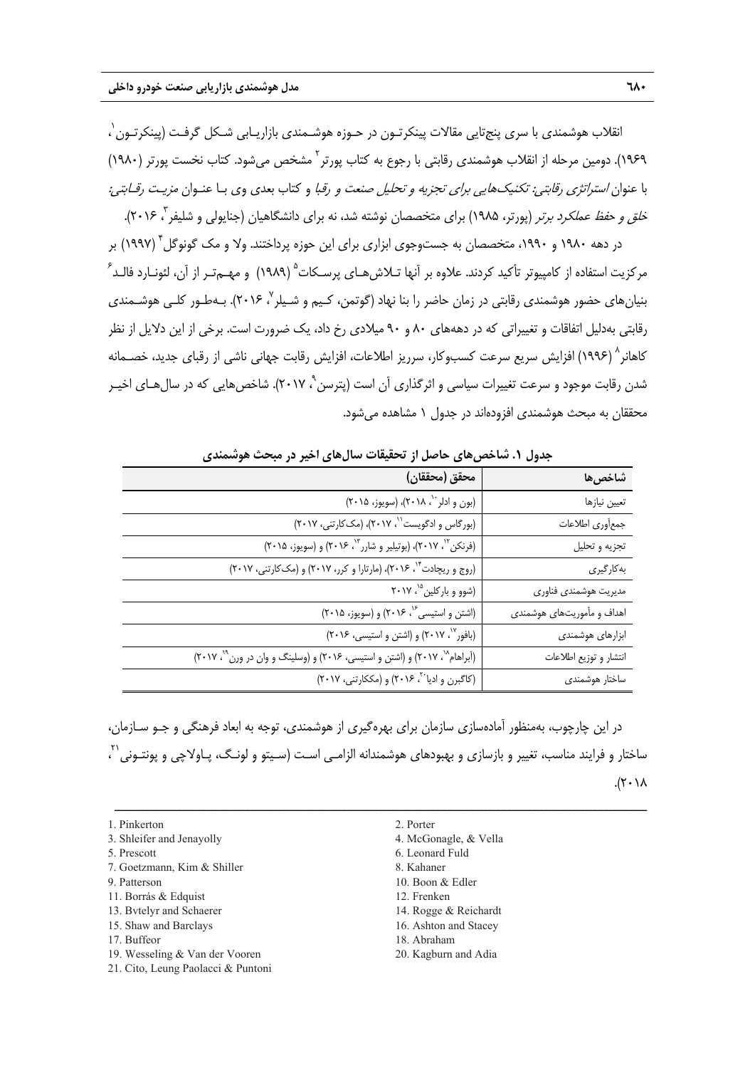انقلاب هوشمندی با سری پنج‌تایی مقالات پینکرتـون در حـوزه هوشـمندی بازاریـابی شـکل گرفـت (پینکرتـون[1]، ۱۹۶۹). دومین مرحله از انقلاب هوشمندی رقابتی با رجوع به کتاب پورتر[2] مشخص می‌شود. کتاب نخست پورتر (۱۹۸۰) با عنوان *استراتژی رقابتی: تکنیک‌هایی برای تجزیه و تحلیل صنعت و رقبا* و کتاب بعدی وی بـا عنـوان *مزیـت رقـابتی: خلق و حفظ عملکرد برتر* (پورتر، ۱۹۸۵) برای متخصصان نوشته شد، نه برای دانشگاهیان (جنایولی و شلیفر[3]، ۲۰۱۶).

در دهه ۱۹۸۰ و ۱۹۹۰، متخصصان به جست‌وجوی ابزاری برای این حوزه پرداختند. ولا و مک گونوگل[4] (۱۹۹۷) بر مرکزیت استفاده از کامپیوتر تأکید کردند. علاوه بر آنها تـلاش‌هـای پرسـکات[5] (۱۹۸۹) و مهـم‌تـر از آن، لئونـارد فالـد[6] بنیان‌های حضور هوشمندی رقابتی در زمان حاضر را بنا نهاد (گوتمن، کـیم و شـیلر[7]، ۲۰۱۶). بـه‌طـور کلـی هوشـمندی رقابتی به‌دلیل اتفاقات و تغییراتی که در دهه‌های ۸۰ و ۹۰ میلادی رخ داد، یک ضرورت است. برخی از این دلایل از نظر کاهانر[8] (۱۹۹۶) افزایش سریع سرعت کسب‌وکار، سرریز اطلاعات، افزایش رقابت جهانی ناشی از رقبای جدید، خصـمانه شدن رقابت موجود و سرعت تغییرات سیاسی و اثرگذاری آن است (پترسن[9]، ۲۰۱۷). شاخص‌هایی که در سال‌هـای اخیـر محققان به مبحث هوشمندی افزوده‌اند در جدول ۱ مشاهده می‌شود.

**جدول ۱. شاخص‌های حاصل از تحقیقات سال‌های اخیر در مبحث هوشمندی**

| شاخص‌ها | محقق (محققان) |
|---|---|
| تعیین نیازها | (بون و ادلر[10]، ۲۰۱۸)، (سویوز، ۲۰۱۵) |
| جمع‌آوری اطلاعات | (بورگاس و ادگویست[11]، ۲۰۱۷)، (مک‌کارتنی، ۲۰۱۷) |
| تجزیه و تحلیل | (فرنکن[12]، ۲۰۱۷)، (بوتیلیر و شارر[13]، ۲۰۱۶) و (سویوز، ۲۰۱۵) |
| به‌کارگیری | (روج و ریچادت[14]، ۲۰۱۶)، (مارتارا و کرر، ۲۰۱۷) و (مک‌کارتنی، ۲۰۱۷) |
| مدیریت هوشمندی فناوری | (شوو و بارکلین[15]، ۲۰۱۷ |
| اهداف و مأموریت‌های هوشمندی | (اشتن و استیسی[16]، ۲۰۱۶) و (سویوز، ۲۰۱۵) |
| ابزارهای هوشمندی | (بافور[17]، ۲۰۱۷) و (اشتن و استیسی، ۲۰۱۶) |
| انتشار و توزیع اطلاعات | (آبراهام[18]، ۲۰۱۷) و (اشتن و استیسی، ۲۰۱۶) و (وسلینگ و وان در ورن[19]، ۲۰۱۷) |
| ساختار هوشمندی | (کاگبرن و ادیا[20]، ۲۰۱۶) و (مککارتنی، ۲۰۱۷) |

در این چارچوب، به‌منظور آماده‌سازی سازمان برای بهره‌گیری از هوشمندی، توجه به ابعاد فرهنگی و جـو سـازمان، ساختار و فرایند مناسب، تغییر و بازسازی و بهبودهای هوشمندانه الزامـی اسـت (سـیتو و لونـگ، پـاولاچی و پونتـونی[21]، ۲۰۱۸).

---

1. Pinkerton
2. Porter
3. Shleifer and Jenayolly
4. McGonagle, & Vella
5. Prescott
6. Leonard Fuld
7. Goetzmann, Kim & Shiller
8. Kahaner
9. Patterson
10. Boon & Edler
11. Borrás & Edquist
12. Frenken
13. Bvtelyr and Schaerer
14. Rogge & Reichardt
15. Shaw and Barclays
16. Ashton and Stacey
17. Buffeor
18. Abraham
19. Wesseling & Van der Vooren
20. Kagburn and Adia
21. Cito, Leung Paolacci & Puntoni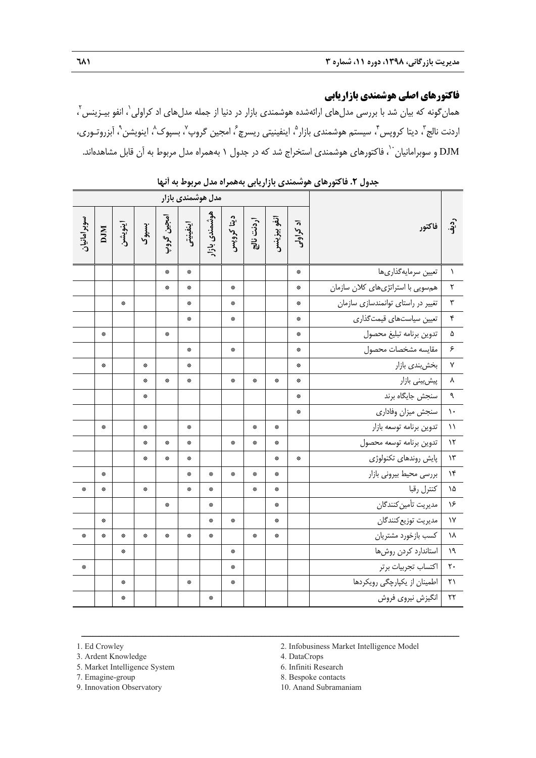## فاکتورهای اصلی هوشمندی بازاریابی

همان‌گونه که بیان شد با بررسی مدل‌های ارائه‌شده هوشمندی بازار در دنیا از جمله مدل‌های اد کراولی[1]، انفو بیزینس[2]، اردنت نالج[3]، دیتا کروپس[4]، سیستم هوشمندی بازار[5]، اینفینیتی ریسرچ[6]، امجین گروپ[7]، بسپوک[8]، اینویشن[9]، آبزروتوری، DJM و سوبرامانیان[10]، فاکتورهای هوشمندی استخراج شد که در جدول ۱ به‌همراه مدل مربوط به آن قابل مشاهده‌اند.

**جدول ۲. فاکتورهای هوشمندی بازاریابی به‌همراه مدل مربوط به آنها**

| ردیف | فاکتور | مدل هوشمندی بازار | | | | | | | | | | |
|---|---|---|---|---|---|---|---|---|---|---|---|---|
| | | اد کراولی | انفو بیزینس | اردنت نالج | دیتا کروپس | هوشمندی بازار | اینفینیتی | امجین گروپ | بسپوک | اینویشن | DJM | سوبرامانیان |
| ۱ | تعیین سرمایه‌گذاری‌ها | * | | | | | * | * | | | | |
| ۲ | هم‌سویی با استراتژی‌های کلان سازمان | * | | | * | | * | * | | | | |
| ۳ | تغییر در راستای توانمندسازی سازمان | * | | | * | | * | | | * | | |
| ۴ | تعیین سیاست‌های قیمت‌گذاری | * | | | * | | * | | | | | |
| ۵ | تدوین برنامه تبلیغ محصول | * | | | | | | * | | | * | |
| ۶ | مقایسه مشخصات محصول | * | | | * | | * | | | | | |
| ۷ | بخش‌بندی بازار | * | | | | | * | | * | | * | |
| ۸ | پیش‌بینی بازار | * | * | * | * | | * | * | * | | | |
| ۹ | سنجش جایگاه برند | * | | | | | | | * | | | |
| ۱۰ | سنجش میزان وفاداری | * | | | | | | | | | | |
| ۱۱ | تدوین برنامه توسعه بازار | | * | * | | | * | | * | | * | |
| ۱۲ | تدوین برنامه توسعه محصول | | * | * | * | | * | * | * | | | |
| ۱۳ | پایش روندهای تکنولوژی | * | * | | | | * | * | * | | | |
| ۱۴ | بررسی محیط بیرونی بازار | | * | * | * | * | * | | | | * | |
| ۱۵ | کنترل رقبا | | * | * | | * | * | | * | | * | * |
| ۱۶ | مدیریت تأمین‌کنندگان | | * | | | * | | * | | | | |
| ۱۷ | مدیریت توزیع‌کنندگان | | * | | * | * | | | | | * | |
| ۱۸ | کسب بازخورد مشتریان | | * | * | | * | * | * | * | * | * | * |
| ۱۹ | استاندارد کردن روش‌ها | | | | * | | | | | * | | |
| ۲۰ | اکتساب تجربیات برتر | | | | * | | | | | | | * |
| ۲۱ | اطمینان از یکپارچگی رویکردها | | | | * | | * | | | * | | |
| ۲۲ | انگیزش نیروی فروش | | | | | * | | | | * | | |

1. Ed Crowley
2. Infobusiness Market Intelligence Model
3. Ardent Knowledge
4. DataCrops
5. Market Intelligence System
6. Infiniti Research
7. Emagine-group
8. Bespoke contacts
9. Innovation Observatory
10. Anand Subramaniam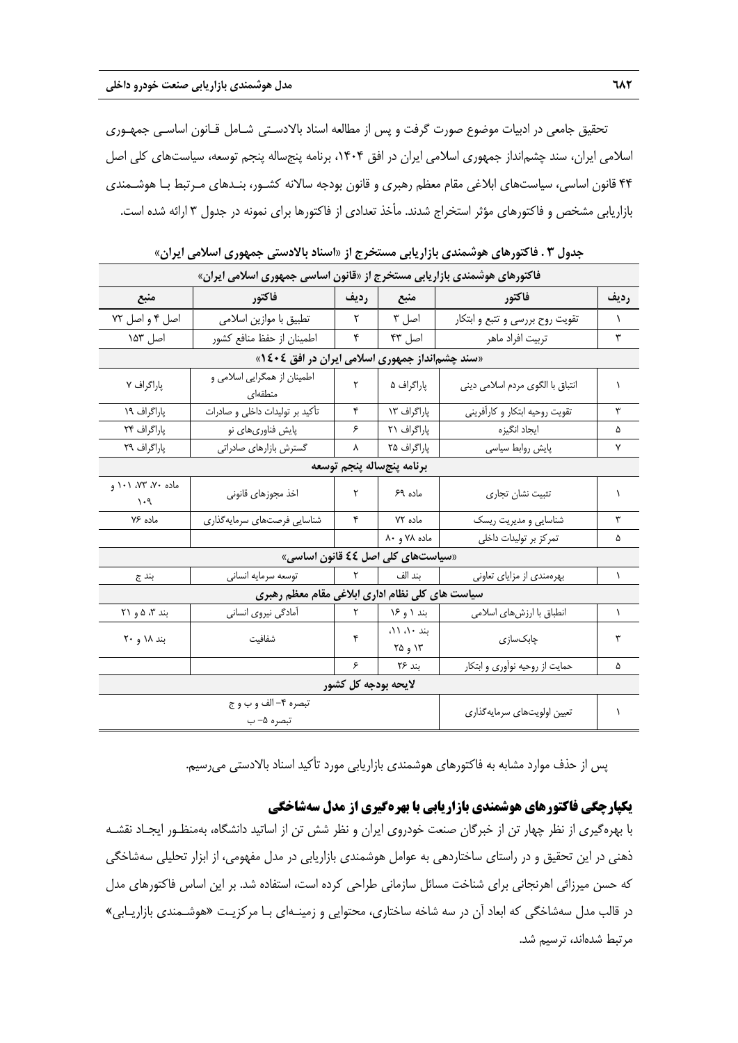تحقیق جامعی در ادبیات موضوع صورت گرفت و پس از مطالعه اسناد بالادستی شامل قانون اساسی جمهوری اسلامی ایران، سند چشم‌انداز جمهوری اسلامی ایران در افق ۱۴۰۴، برنامه پنج‌ساله پنجم توسعه، سیاست‌های کلی اصل ۴۴ قانون اساسی، سیاست‌های ابلاغی مقام معظم رهبری و قانون بودجه سالانه کشور، بندهای مرتبط با هوشمندی بازاریابی مشخص و فاکتورهای مؤثر استخراج شدند. مأخذ تعدادی از فاکتورها برای نمونه در جدول ۳ ارائه شده است.

**جدول ۳ . فاکتورهای هوشمندی بازاریابی مستخرج از «اسناد بالادستی جمهوری اسلامی ایران»**

| ردیف | فاکتور | منبع | ردیف | فاکتور | منبع |
|---|---|---|---|---|---|
| فاکتورهای هوشمندی بازاریابی مستخرج از «قانون اساسی جمهوری اسلامی ایران» | | | | | |
| ۱ | تقویت روح بررسی و تتبع و ابتکار | اصل ۳ | ۲ | تطبیق با موازین اسلامی | اصل ۴ و اصل ۷۲ |
| ۳ | تربیت افراد ماهر | اصل ۴۳ | ۴ | اطمینان از حفظ منافع کشور | اصل ۱۵۳ |
| «سند چشم‌انداز جمهوری اسلامی ایران در افق ۱٤۰٤» | | | | | |
| ۱ | انتباق با الگوی مردم اسلامی دینی | پاراگراف ۵ | ۲ | اطمینان از همگرایی اسلامی و منطقه‌ای | پاراگراف ۷ |
| ۳ | تقویت روحیه ابتکار و کارآفرینی | پاراگراف ۱۳ | ۴ | تأکید بر تولیدات داخلی و صادرات | پاراگراف ۱۹ |
| ۵ | ایجاد انگیزه | پاراگراف ۲۱ | ۶ | پایش فناوری‌های نو | پاراگراف ۲۴ |
| ۷ | پایش روابط سیاسی | پاراگراف ۲۵ | ۸ | گسترش بازارهای صادراتی | پاراگراف ۲۹ |
| برنامه پنج‌ساله پنجم توسعه | | | | | |
| ۱ | تثبیت نشان تجاری | ماده ۶۹ | ۲ | اخذ مجوزهای قانونی | ماده ۷۰، ۷۳، ۱۰۱ و ۱۰۹ |
| ۳ | شناسایی و مدیریت ریسک | ماده ۷۲ | ۴ | شناسایی فرصت‌های سرمایه‌گذاری | ماده ۷۶ |
| ۵ | تمرکز بر تولیدات داخلی | ماده ۷۸ و ۸۰ | | | |
| «سیاست‌های کلی اصل ٤٤ قانون اساسی» | | | | | |
| ۱ | بهره‌مندی از مزایای تعاونی | بند الف | ۲ | توسعه سرمایه انسانی | بند ج |
| سیاست های کلی نظام اداری ابلاغی مقام معظم رهبری | | | | | |
| ۱ | انطباق با ارزش‌های اسلامی | بند ۱ و ۱۶ | ۲ | آمادگی نیروی انسانی | بند ۳، ۵ و ۲۱ |
| ۳ | چابک‌سازی | بند ۱۰، ۱۱، ۱۳ و ۲۵ | ۴ | شفافیت | بند ۱۸ و ۲۰ |
| ۵ | حمایت از روحیه نوآوری و ابتکار | بند ۲۶ | ۶ | | |
| لایحه بودجه کل کشور | | | | | |
| ۱ | تعیین اولویت‌های سرمایه‌گذاری | تبصره ۴- الف و ب و ج تبصره ۵- ب | | | |

پس از حذف موارد مشابه به فاکتورهای هوشمندی بازاریابی مورد تأکید اسناد بالادستی می‌رسیم.

## یکپارچگی فاکتورهای هوشمندی بازاریابی با بهره‌گیری از مدل سه‌شاخگی

با بهره‌گیری از نظر چهار تن از خبرگان صنعت خودروی ایران و نظر شش تن از اساتید دانشگاه، به‌منظور ایجاد نقشه ذهنی در این تحقیق و در راستای ساختاردهی به عوامل هوشمندی بازاریابی در مدل مفهومی، از ابزار تحلیلی سه‌شاخگی که حسن میرزائی اهرنجانی برای شناخت مسائل سازمانی طراحی کرده است، استفاده شد. بر این اساس فاکتورهای مدل در قالب مدل سه‌شاخگی که ابعاد آن در سه شاخه ساختاری، محتوایی و زمینه‌ای با مرکزیت «هوشمندی بازاریابی» مرتبط شده‌اند، ترسیم شد.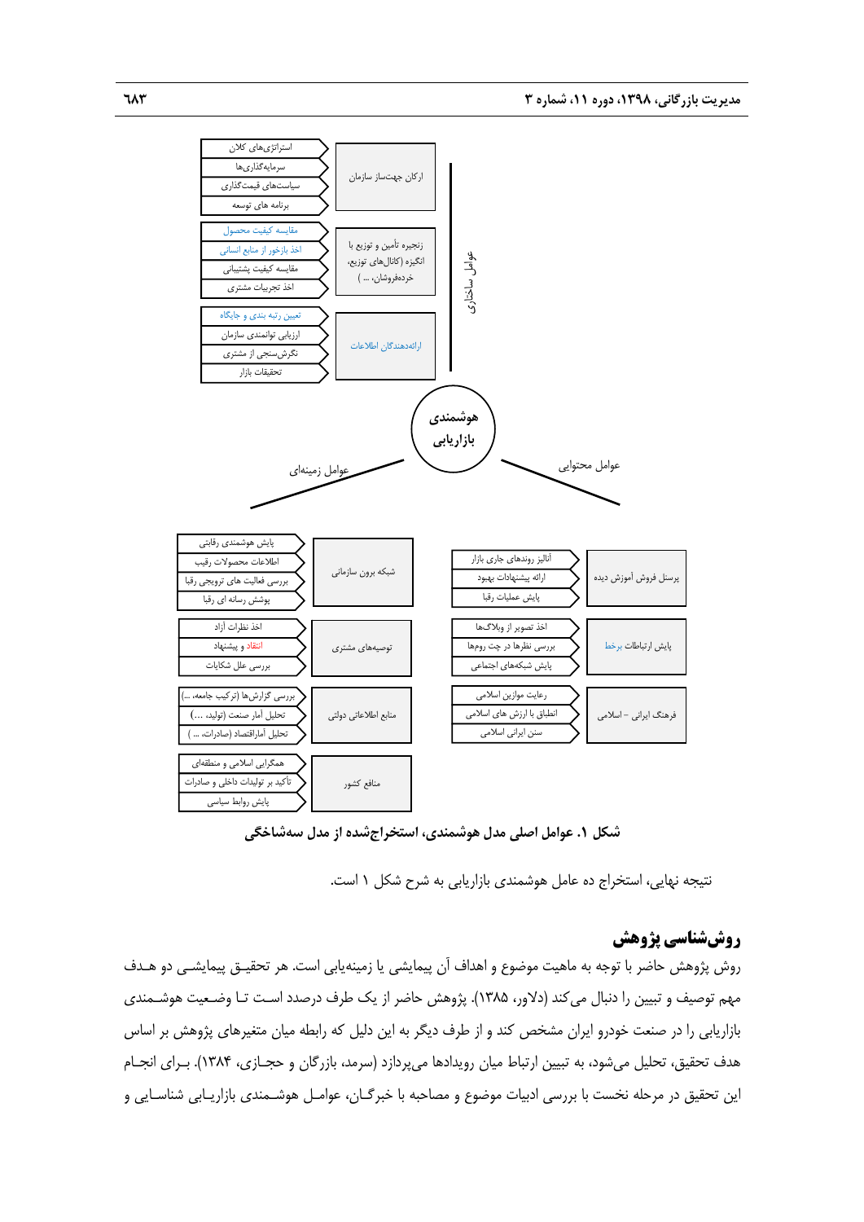**هوشمندی بازاریابی**

**عوامل ساختاری**

- ارکان جهت‌ساز سازمان
  - استراتژی‌های کلان
  - سرمایه‌گذاری‌ها
  - سیاست‌های قیمت‌گذاری
  - برنامه های توسعه
- زنجیره تأمین و توزیع با انگیزه (کانال‌های توزیع، خرده‌فروشان، ... )
  - مقایسه کیفیت محصول
  - اخذ بازخور از منابع انسانی
  - مقایسه کیفیت پشتیبانی
  - اخذ تجربیات مشتری
- ارائه‌دهندگان اطلاعات
  - تعیین رتبه بندی و جایگاه
  - ارزیابی توانمندی سازمان
  - نگرش‌سنجی از مشتری
  - تحقیقات بازار

**عوامل زمینه‌ای**

- شبکه برون سازمانی
  - پایش هوشمندی رقابتی
  - اطلاعات محصولات رقیب
  - بررسی فعالیت های ترویجی رقبا
  - پوشش رسانه ای رقبا
- توصیه‌های مشتری
  - اخذ نظرات آزاد
  - انتقاد و پیشنهاد
  - بررسی علل شکایات
- منابع اطلاعاتی دولتی
  - بررسی گزارش‌ها (ترکیب جامعه، ...)
  - تحلیل آمار صنعت (تولید، ...)
  - تحلیل آماراقتصاد (صادرات، ... )
- منافع کشور
  - همگرایی اسلامی و منطقه‌ای
  - تأکید بر تولیدات داخلی و صادرات
  - پایش روابط سیاسی

**عوامل محتوایی**

- پرسنل فروش آموزش دیده
  - آنالیز روندهای جاری بازار
  - ارائه پیشنهادات بهبود
  - پایش عملیات رقبا
- پایش ارتباطات برخط
  - اخذ تصویر از وبلاگ‌ها
  - بررسی نظرها در چت روم‌ها
  - پایش شبکه‌های اجتماعی
- فرهنگ ایرانی – اسلامی
  - رعایت موازین اسلامی
  - انطباق با ارزش های اسلامی
  - سنن ایرانی اسلامی

**شکل ۱. عوامل اصلی مدل هوشمندی، استخراج‌شده از مدل سه‌شاخگی**

نتیجه نهایی، استخراج ده عامل هوشمندی بازاریابی به شرح شکل ۱ است.

## روش‌شناسی پژوهش

روش پژوهش حاضر با توجه به ماهیت موضوع و اهداف آن پیمایشی یا زمینه‌یابی است. هر تحقیق پیمایشی دو هدف مهم توصیف و تبیین را دنبال می‌کند (دلاور، ۱۳۸۵). پژوهش حاضر از یک طرف درصدد است تا وضعیت هوشمندی بازاریابی را در صنعت خودرو ایران مشخص کند و از طرف دیگر به این دلیل که رابطه میان متغیرهای پژوهش بر اساس هدف تحقیق، تحلیل می‌شود، به تبیین ارتباط میان رویدادها می‌پردازد (سرمد، بازرگان و حجازی، ۱۳۸۴). برای انجام این تحقیق در مرحله نخست با بررسی ادبیات موضوع و مصاحبه با خبرگان، عوامل هوشمندی بازاریابی شناسایی و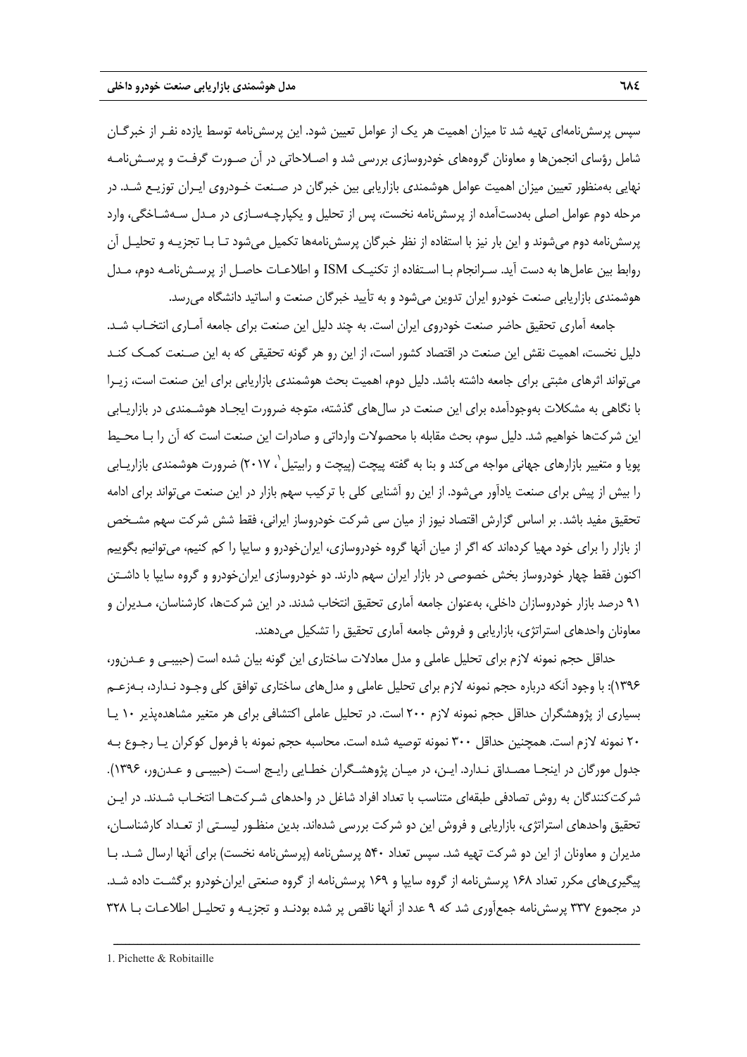سپس پرسش‌نامه‌ای تهیه شد تا میزان اهمیت هر یک از عوامل تعیین شود. این پرسش‌نامه توسط یازده نفر از خبرگان شامل رؤسای انجمن‌ها و معاونان گروه‌های خودروسازی بررسی شد و اصلاحاتی در آن صورت گرفت و پرسش‌نامه نهایی به‌منظور تعیین میزان اهمیت عوامل هوشمندی بازاریابی بین خبرگان در صنعت خودروی ایران توزیع شد. در مرحله دوم عوامل اصلی به‌دست‌آمده از پرسش‌نامه نخست، پس از تحلیل و یکپارچه‌سازی در مدل سه‌شاخگی، وارد پرسش‌نامه دوم می‌شوند و این بار نیز با استفاده از نظر خبرگان پرسش‌نامه‌ها تکمیل می‌شود تا با تجزیه و تحلیل آن روابط بین عامل‌ها به دست آید. سرانجام با استفاده از تکنیک ISM و اطلاعات حاصل از پرسش‌نامه دوم، مدل هوشمندی بازاریابی صنعت خودرو ایران تدوین می‌شود و به تأیید خبرگان صنعت و اساتید دانشگاه می‌رسد.

جامعه آماری تحقیق حاضر صنعت خودروی ایران است. به چند دلیل این صنعت برای جامعه آماری انتخاب شد. دلیل نخست، اهمیت نقش این صنعت در اقتصاد کشور است، از این رو هر گونه تحقیقی که به این صنعت کمک کند می‌تواند اثرهای مثبتی برای جامعه داشته باشد. دلیل دوم، اهمیت بحث هوشمندی بازاریابی برای این صنعت است، زیرا با نگاهی به مشکلات به‌وجودآمده برای این صنعت در سال‌های گذشته، متوجه ضرورت ایجاد هوشمندی در بازاریابی این شرکت‌ها خواهیم شد. دلیل سوم، بحث مقابله با محصولات وارداتی و صادرات این صنعت است که آن را با محیط پویا و متغیر بازارهای جهانی مواجه می‌کند و بنا به گفته پیچت (پیچت و رابیتیل[1]، ۲۰۱۷) ضرورت هوشمندی بازاریابی را بیش از پیش برای صنعت یادآور می‌شود. از این رو آشنایی کلی با ترکیب سهم بازار در این صنعت می‌تواند برای ادامه تحقیق مفید باشد. بر اساس گزارش اقتصاد نیوز از میان سی شرکت خودروساز ایرانی، فقط شش شرکت سهم مشخص از بازار را برای خود مهیا کرده‌اند که اگر از میان آنها گروه خودروسازی، ایران‌خودرو و سایپا را کم کنیم، می‌توانیم بگوییم اکنون فقط چهار خودروساز بخش خصوصی در بازار ایران سهم دارند. دو خودروسازی ایران‌خودرو و گروه سایپا با داشتن ۹۱ درصد بازار خودروسازان داخلی، به‌عنوان جامعه آماری تحقیق انتخاب شدند. در این شرکت‌ها، کارشناسان، مدیران و معاونان واحدهای استراتژی، بازاریابی و فروش جامعه آماری تحقیق را تشکیل می‌دهند.

حداقل حجم نمونه لازم برای تحلیل عاملی و مدل معادلات ساختاری این گونه بیان شده است (حبیبی و عدن‌ور، ۱۳۹۶): با وجود آنکه درباره حجم نمونه لازم برای تحلیل عاملی و مدل‌های ساختاری توافق کلی وجود ندارد، به‌زعم بسیاری از پژوهشگران حداقل حجم نمونه لازم ۲۰۰ است. در تحلیل عاملی اکتشافی برای هر متغیر مشاهده‌پذیر ۱۰ یا ۲۰ نمونه لازم است. همچنین حداقل ۳۰۰ نمونه توصیه شده است. محاسبه حجم نمونه با فرمول کوکران یا رجوع به جدول مورگان در اینجا مصداق ندارد. این، در میان پژوهشگران خطایی رایج است (حبیبی و عدن‌ور، ۱۳۹۶). شرکت‌کنندگان به روش تصادفی طبقه‌ای متناسب با تعداد افراد شاغل در واحدهای شرکت‌ها انتخاب شدند. در این تحقیق واحدهای استراتژی، بازاریابی و فروش این دو شرکت بررسی شده‌اند. بدین منظور لیستی از تعداد کارشناسان، مدیران و معاونان از این دو شرکت تهیه شد. سپس تعداد ۵۴۰ پرسش‌نامه (پرسش‌نامه نخست) برای آنها ارسال شد. با پیگیری‌های مکرر تعداد ۱۶۸ پرسش‌نامه از گروه سایپا و ۱۶۹ پرسش‌نامه از گروه صنعتی ایران‌خودرو برگشت داده شد. در مجموع ۳۳۷ پرسش‌نامه جمع‌آوری شد که ۹ عدد از آنها ناقص پر شده بودند و تجزیه و تحلیل اطلاعات با ۳۲۸

---

1. Pichette & Robitaille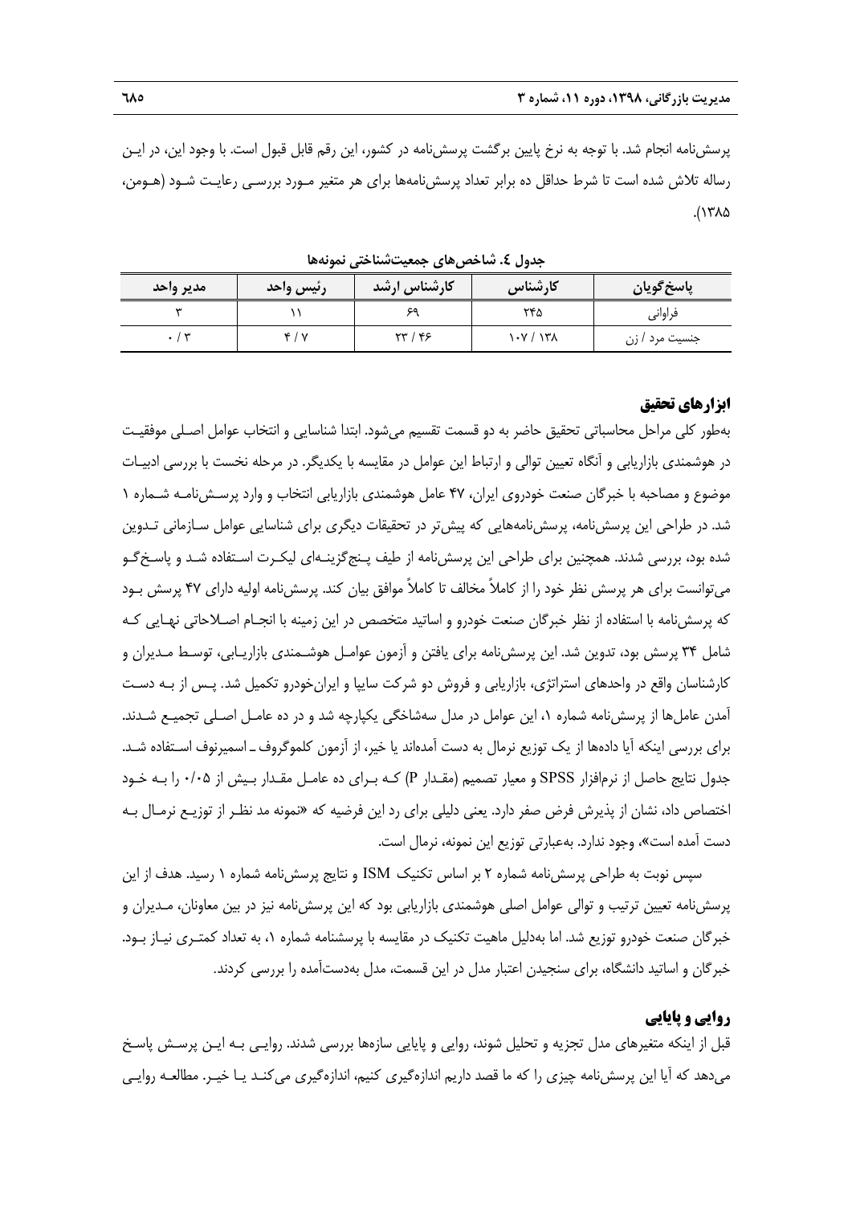پرسش‌نامه انجام شد. با توجه به نرخ پایین برگشت پرسش‌نامه در کشور، این رقم قابل قبول است. با وجود این، در این رساله تلاش شده است تا شرط حداقل ده برابر تعداد پرسش‌نامه‌ها برای هر متغیر مورد بررسی رعایت شود (هومن، ۱۳۸۵).

**جدول ٤. شاخص‌های جمعیت‌شناختی نمونه‌ها**

| پاسخ‌گویان | کارشناس | کارشناس ارشد | رئیس واحد | مدیر واحد |
| --- | --- | --- | --- | --- |
| فراوانی | ۲۴۵ | ۶۹ | ۱۱ | ۳ |
| جنسیت مرد / زن | ۱۳۸ / ۱۰۷ | ۴۶ / ۲۳ | ۷ / ۴ | ۳ / ۰ |

## ابزارهای تحقیق

به‌طور کلی مراحل محاسباتی تحقیق حاضر به دو قسمت تقسیم می‌شود. ابتدا شناسایی و انتخاب عوامل اصلی موفقیت در هوشمندی بازاریابی و آنگاه تعیین توالی و ارتباط این عوامل در مقایسه با یکدیگر. در مرحله نخست با بررسی ادبیات موضوع و مصاحبه با خبرگان صنعت خودروی ایران، ۴۷ عامل هوشمندی بازاریابی انتخاب و وارد پرسش‌نامه شماره ۱ شد. در طراحی این پرسش‌نامه، پرسش‌نامه‌هایی که پیش‌تر در تحقیقات دیگری برای شناسایی عوامل سازمانی تدوین شده بود، بررسی شدند. همچنین برای طراحی این پرسش‌نامه از طیف پنج‌گزینه‌ای لیکرت استفاده شد و پاسخ‌گو می‌توانست برای هر پرسش نظر خود را از کاملاً مخالف تا کاملاً موافق بیان کند. پرسش‌نامه اولیه دارای ۴۷ پرسش بود که پرسش‌نامه با استفاده از نظر خبرگان صنعت خودرو و اساتید متخصص در این زمینه با انجام اصلاحاتی نهایی که شامل ۳۴ پرسش بود، تدوین شد. این پرسش‌نامه برای یافتن و آزمون عوامل هوشمندی بازاریابی، توسط مدیران و کارشناسان واقع در واحدهای استراتژی، بازاریابی و فروش دو شرکت سایپا و ایران‌خودرو تکمیل شد. پس از به دست آمدن عامل‌ها از پرسش‌نامه شماره ۱، این عوامل در مدل سه‌شاخگی یکپارچه شد و در ده عامل اصلی تجمیع شدند. برای بررسی اینکه آیا داده‌ها از یک توزیع نرمال به دست آمده‌اند یا خیر، از آزمون کلموگروف ـ اسمیرنوف استفاده شد. جدول نتایج حاصل از نرم‌افزار SPSS و معیار تصمیم (مقدار P) که برای ده عامل مقدار بیش از ۰/۰۵ را به خود اختصاص داد، نشان از پذیرش فرض صفر دارد. یعنی دلیلی برای رد این فرضیه که «نمونه مد نظر از توزیع نرمال به دست آمده است»، وجود ندارد. به‌عبارتی توزیع این نمونه، نرمال است.

سپس نوبت به طراحی پرسش‌نامه شماره ۲ بر اساس تکنیک ISM و نتایج پرسش‌نامه شماره ۱ رسید. هدف از این پرسش‌نامه تعیین ترتیب و توالی عوامل اصلی هوشمندی بازاریابی بود که این پرسش‌نامه نیز در بین معاونان، مدیران و خبرگان صنعت خودرو توزیع شد. اما به‌دلیل ماهیت تکنیک در مقایسه با پرسشنامه شماره ۱، به تعداد کمتری نیاز بود. خبرگان و اساتید دانشگاه، برای سنجیدن اعتبار مدل در این قسمت، مدل به‌دست‌آمده را بررسی کردند.

## روایی و پایایی

قبل از اینکه متغیرهای مدل تجزیه و تحلیل شوند، روایی و پایایی سازه‌ها بررسی شدند. روایی به این پرسش پاسخ می‌دهد که آیا این پرسش‌نامه چیزی را که ما قصد داریم اندازه‌گیری کنیم، اندازه‌گیری می‌کند یا خیر. مطالعه روایی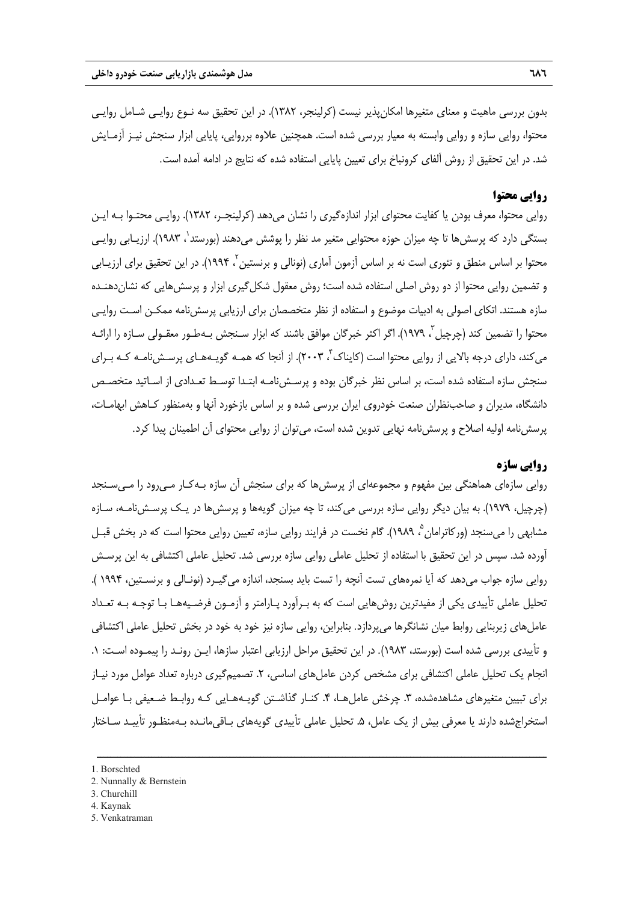بدون بررسی ماهیت و معنای متغیرها امکان‌پذیر نیست (کرلینجر، ۱۳۸۲). در این تحقیق سه نوع روایی شامل روایی محتوا، روایی سازه و روایی وابسته به معیار بررسی شده است. همچنین علاوه برروایی، پایایی ابزار سنجش نیز آزمایش شد. در این تحقیق از روش آلفای کرونباخ برای تعیین پایایی استفاده شده که نتایج در ادامه آمده است.

## روایی محتوا

روایی محتوا، معرف بودن یا کفایت محتوای ابزار اندازه‌گیری را نشان می‌دهد (کرلینجر، ۱۳۸۲). روایی محتوا به این بستگی دارد که پرسش‌ها تا چه میزان حوزه محتوایی متغیر مد نظر را پوشش می‌دهند (بورستد[1]، ۱۹۸۳). ارزیابی روایی محتوا بر اساس منطق و تئوری است نه بر اساس آزمون آماری (نونالی و برنستین[2]، ۱۹۹۴). در این تحقیق برای ارزیابی و تضمین روایی محتوا از دو روش اصلی استفاده شده است؛ روش معقول شکل‌گیری ابزار و پرسش‌هایی که نشان‌دهنده سازه هستند. اتکای اصولی به ادبیات موضوع و استفاده از نظر متخصصان برای ارزیابی پرسش‌نامه ممکن است روایی محتوا را تضمین کند (چرچیل[3]، ۱۹۷۹). اگر اکثر خبرگان موافق باشند که ابزار سنجش به‌طور معقولی سازه را ارائه می‌کند، دارای درجه بالایی از روایی محتوا است (کایناک[4]، ۲۰۰۳). از آنجا که همه گویه‌های پرسش‌نامه که برای سنجش سازه استفاده شده است، بر اساس نظر خبرگان بوده و پرسش‌نامه ابتدا توسط تعدادی از اساتید متخصص دانشگاه، مدیران و صاحب‌نظران صنعت خودروی ایران بررسی شده و بر اساس بازخورد آنها و به‌منظور کاهش ابهامات، پرسش‌نامه اولیه اصلاح و پرسش‌نامه نهایی تدوین شده است، می‌توان از روایی محتوای آن اطمینان پیدا کرد.

## روایی سازه

روایی سازه‌ای هماهنگی بین مفهوم و مجموعه‌ای از پرسش‌ها که برای سنجش آن سازه به‌کار می‌رود را می‌سنجد (چرچیل، ۱۹۷۹). به بیان دیگر روایی سازه بررسی می‌کند، تا چه میزان گویه‌ها و پرسش‌ها در یک پرسش‌نامه، سازه مشابهی را می‌سنجد (ورکاترامان[5]، ۱۹۸۹). گام نخست در فرایند روایی سازه، تعیین روایی محتوا است که در بخش قبل آورده شد. سپس در این تحقیق با استفاده از تحلیل عاملی روایی سازه بررسی شد. تحلیل عاملی اکتشافی به این پرسش روایی سازه جواب می‌دهد که آیا نمره‌های تست آنچه را تست باید بسنجد، اندازه می‌گیرد (نونالی و برنستین، ۱۹۹۴ ). تحلیل عاملی تأییدی یکی از مفیدترین روش‌هایی است که به برآورد پارامتر و آزمون فرضیه‌ها با توجه به تعداد عامل‌های زیربنایی روابط میان نشانگرها می‌پردازد. بنابراین، روایی سازه نیز خود به خود در بخش تحلیل عاملی اکتشافی و تأییدی بررسی شده است (بورستد، ۱۹۸۳). در این تحقیق مراحل ارزیابی اعتبار سازها، این روند را پیموده است: ۱. انجام یک تحلیل عاملی اکتشافی برای مشخص کردن عامل‌های اساسی، ۲. تصمیم‌گیری درباره تعداد عوامل مورد نیاز برای تبیین متغیرهای مشاهده‌شده، ۳. چرخش عامل‌ها، ۴. کنار گذاشتن گویه‌هایی که روابط ضعیفی با عوامل استخراج‌شده دارند یا معرفی بیش از یک عامل، ۵. تحلیل عاملی تأییدی گویه‌های باقی‌مانده به‌منظور تأیید ساختار

---

1. Borschted
2. Nunnally & Bernstein
3. Churchill
4. Kaynak
5. Venkatraman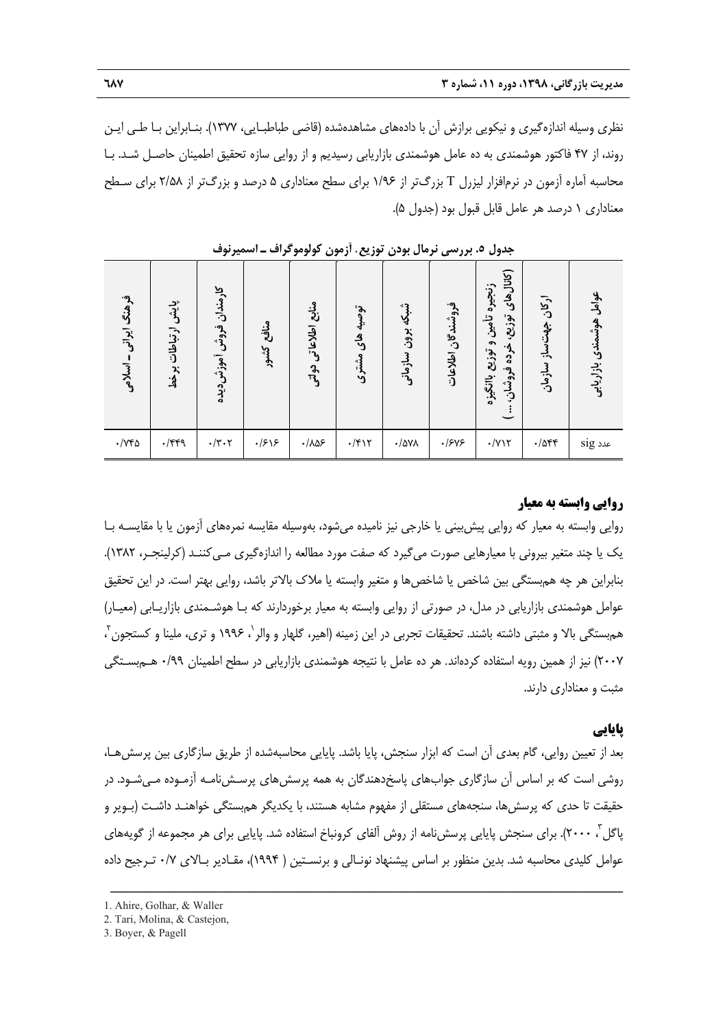نظری وسیله اندازه‌گیری و نیکویی برازش آن با داده‌های مشاهده‌شده (قاضی طباطبایی، ۱۳۷۷). بنابراین با طی این روند، از ۴۷ فاکتور هوشمندی به ده عامل هوشمندی بازاریابی رسیدیم و از روایی سازه تحقیق اطمینان حاصل شد. با محاسبه آماره آزمون در نرم‌افزار لیزرل T بزرگ‌تر از ۱/۹۶ برای سطح معناداری ۵ درصد و بزرگ‌تر از ۲/۵۸ برای سطح معناداری ۱ درصد هر عامل قابل قبول بود (جدول ۵).

**جدول ۵. بررسی نرمال بودن توزیع. آزمون کولوموگراف ــ اسمیرنوف**

| عوامل هوشمندی بازاریابی | ارکان جهت‌ساز سازمان | زنجیره تأمین و توزیع باانگیزه (کانال‌های توزیع، خرده فروشان، ... ) | فروشندگان اطلاعات | شبکه برون سازمانی | توصیه های مشتری | منابع اطلاعاتی دولتی | منافع کشور | کارمندان فروش آموزش‌دیده | پایش ارتباطات برخط | فرهنگ ایرانی ــ اسلامی |
|---|---|---|---|---|---|---|---|---|---|---|
| عدد sig | ۰/۵۴۴ | ۰/۷۱۲ | ۰/۶۷۶ | ۰/۵۷۸ | ۰/۴۱۲ | ۰/۸۵۶ | ۰/۶۱۶ | ۰/۳۰۲ | ۰/۴۴۹ | ۰/۷۴۵ |

## روایی وابسته به معیار

روایی وابسته به معیار که روایی پیش‌بینی یا خارجی نیز نامیده می‌شود، به‌وسیله مقایسه نمره‌های آزمون یا با مقایسه با یک یا چند متغیر بیرونی با معیارهایی صورت می‌گیرد که صفت مورد مطالعه را اندازه‌گیری می‌کنند (کرلینجر، ۱۳۸۲). بنابراین هر چه همبستگی بین شاخص یا شاخص‌ها و متغیر وابسته یا ملاک بالاتر باشد، روایی بهتر است. در این تحقیق عوامل هوشمندی بازاریابی در مدل، در صورتی از روایی وابسته به معیار برخوردارند که با هوشمندی بازاریابی (معیار) همبستگی بالا و مثبتی داشته باشند. تحقیقات تجربی در این زمینه (اهیر، گلهار و والر[1]، ۱۹۹۶ و تری، ملینا و کستجون[2]، ۲۰۰۷) نیز از همین رویه استفاده کرده‌اند. هر ده عامل با نتیجه هوشمندی بازاریابی در سطح اطمینان ۰/۹۹ همبستگی مثبت و معناداری دارند.

## پایایی

بعد از تعیین روایی، گام بعدی آن است که ابزار سنجش، پایا باشد. پایایی محاسبه‌شده از طریق سازگاری بین پرسش‌ها، روشی است که بر اساس آن سازگاری جواب‌های پاسخ‌دهندگان به همه پرسش‌های پرسش‌نامه آزموده می‌شود. در حقیقت تا حدی که پرسش‌ها، سنجه‌های مستقلی از مفهوم مشابه هستند، با یکدیگر همبستگی خواهند داشت (بویر و پاگل[3]، ۲۰۰۰). برای سنجش پایایی پرسش‌نامه از روش آلفای کرونباخ استفاده شد. پایایی برای هر مجموعه از گویه‌های عوامل کلیدی محاسبه شد. بدین منظور بر اساس پیشنهاد نونالی و برنستین ( ۱۹۹۴)، مقادیر بالای ۰/۷ ترجیح داده

---

1. Ahire, Golhar, & Waller
2. Tari, Molina, & Castejon,
3. Boyer, & Pagell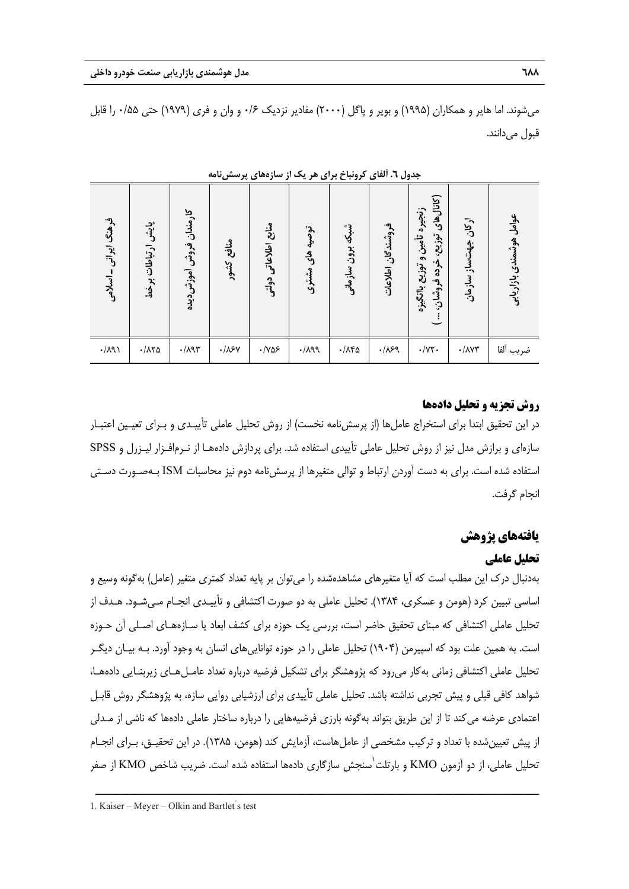می‌شوند. اما هایر و همکاران (۱۹۹۵) و بویر و پاگل (۲۰۰۰) مقادیر نزدیک ۰/۶ و وان و فری (۱۹۷۹) حتی ۰/۵۵ را قابل قبول می‌دانند.

**جدول ٦. آلفای کرونباخ برای هر یک از سازه‌های پرسش‌نامه**

| عوامل هوشمندی بازاریابی | ارکان جهت‌ساز سازمان | زنجیره تأمین و توزیع بالنگیره (کانال‌های توزیع، خرده فروشان، ... ) | فروشندگان اطلاعات | شبکه برون سازمانی | توصیه های مشتری | منابع اطلاعاتی دولتی | منافع کشور | کارمندان فروش آموزش‌دیده | پایش ارتباطات برخط | فرهنگ ایرانی ـ اسلامی |
|---|---|---|---|---|---|---|---|---|---|---|
| ضریب آلفا | ۰/۸۷۳ | ۰/۷۲۰ | ۰/۸۶۹ | ۰/۸۴۵ | ۰/۸۹۹ | ۰/۷۵۶ | ۰/۸۶۷ | ۰/۸۹۳ | ۰/۸۲۵ | ۰/۸۹۱ |

## روش تجزیه و تحلیل داده‌ها

در این تحقیق ابتدا برای استخراج عامل‌ها (از پرسش‌نامه نخست) از روش تحلیل عاملی تأییدی و برای تعیین اعتبار سازه‌ای و برازش مدل نیز از روش تحلیل عاملی تأییدی استفاده شد. برای پردازش داده‌ها از نرم‌افزار لیزرل و SPSS استفاده شده است. برای به دست آوردن ارتباط و توالی متغیرها از پرسش‌نامه دوم نیز محاسبات ISM به‌صورت دستی انجام گرفت.

## یافته‌های پژوهش

### تحلیل عاملی

به‌دنبال درک این مطلب است که آیا متغیرهای مشاهده‌شده را می‌توان بر پایه تعداد کمتری متغیر (عامل) به‌گونه وسیع و اساسی تبیین کرد (هومن و عسکری، ۱۳۸۴). تحلیل عاملی به دو صورت اکتشافی و تأییدی انجام می‌شود. هدف از تحلیل عاملی اکتشافی که مبنای تحقیق حاضر است، بررسی یک حوزه برای کشف ابعاد یا سازه‌های اصلی آن حوزه است. به همین علت بود که اسپیرمن (۱۹۰۴) تحلیل عاملی را در حوزه توانایی‌های انسان به وجود آورد. به بیان دیگر تحلیل عاملی اکتشافی زمانی به‌کار می‌رود که پژوهشگر برای تشکیل فرضیه درباره تعداد عامل‌های زیربنایی داده‌ها، شواهد کافی قبلی و پیش تجربی نداشته باشد. تحلیل عاملی تأییدی برای ارزشیابی روایی سازه، به پژوهشگر روش قابل اعتمادی عرضه می‌کند تا از این طریق بتواند به‌گونه بارزی فرضیه‌هایی را درباره ساختار عاملی داده‌ها که ناشی از مدلی از پیش تعیین‌شده با تعداد و ترکیب مشخصی از عامل‌هاست، آزمایش کند (هومن، ۱۳۸۵). در این تحقیق، برای انجام تحلیل عاملی، از دو آزمون KMO و بارتلت[1] سنجش سازگاری داده‌ها استفاده شده است. ضریب شاخص KMO از صفر

---

1. Kaiser – Meyer – Olkin and Bartlet's test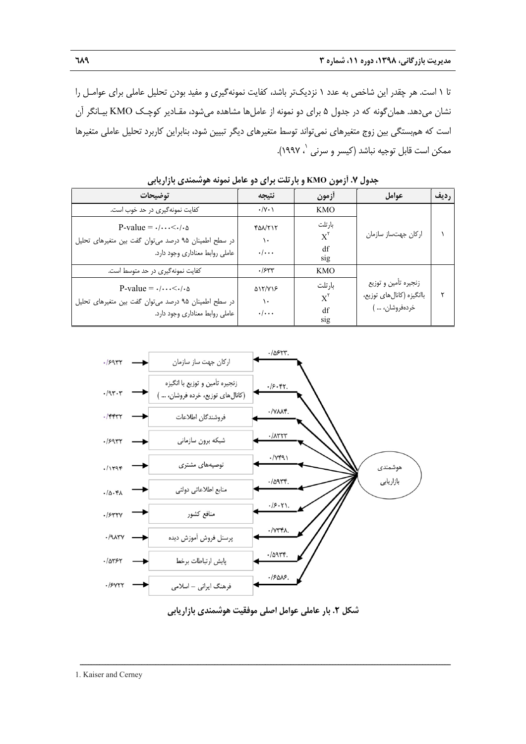تا ۱ است. هر چقدر این شاخص به عدد ۱ نزدیک‌تر باشد، کفایت نمونه‌گیری و مفید بودن تحلیل عاملی برای عوامـل را نشان می‌دهد. همان‌گونه که در جدول ۵ برای دو نمونه از عامل‌ها مشاهده می‌شود، مقـادیر کوچـک KMO بیـانگر آن است که هم‌بستگی بین زوج متغیرهای نمی‌تواند توسط متغیرهای دیگر تبیین شود، بنابراین کاربرد تحلیل عاملی متغیرها ممکن است قابل توجیه نباشد (کیسر و سرنی [1]، ۱۹۹۷).

**جدول ۷. آزمون KMO و بارتلت برای دو عامل نمونه هوشمندی بازاریابی**

| ردیف | عوامل | آزمون | نتیجه | توضیحات |
|---|---|---|---|---|
| ۱ | ارکان جهت‌ساز سازمان | KMO | ۰/۷۰۱ | کفایت نمونه‌گیری در حد خوب است. |
| | | بارتلت $X^2$ df sig | ۴۵۸/۲۱۲ ۱۰ ۰/۰۰۰ | P-value = ۰/۰۰۰<۰/۰۵ در سطح اطمینان ۹۵ درصد می‌توان گفت بین متغیرهای تحلیل عاملی روابط معناداری وجود دارد. |
| ۲ | زنجیره تأمین و توزیع باانگیزه (کانال‌های توزیع، خرده‌فروشان، ... ) | KMO | ۰/۶۳۳ | کفایت نمونه‌گیری در حد متوسط است. |
| | | بارتلت $X^2$ df sig | ۵۱۲/۷۱۶ ۱۰ ۰/۰۰۰ | P-value = ۰/۰۰۰<۰/۰۵ در سطح اطمینان ۹۵ درصد می‌توان گفت بین متغیرهای تحلیل عاملی روابط معناداری وجود دارد. |

**شکل ۲. بار عاملی عوامل اصلی موفقیت هوشمندی بازاریابی**

---

1. Kaiser and Cerney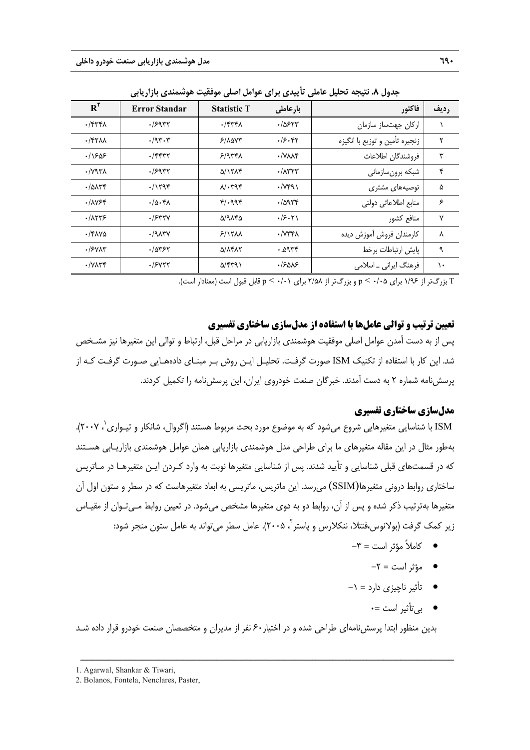جدول ۸. نتیجه تحلیل عاملی تأییدی برای عوامل اصلی موفقیت هوشمندی بازاریابی

| ردیف | فاکتور | بارعاملی | Statistic T | Error Standar | $R^2$ |
|---|---|---|---|---|---|
| ۱ | ارکان جهت‌ساز سازمان | ۰/۵۶۲۳ | ۰/۴۳۴۸ | ۰/۶۹۳۲ | ۰/۴۳۴۸ |
| ۲ | زنجیره تأمین و توزیع با انگیزه | ۰/۶۰۴۲ | ۶/۸۵۷۳ | ۰/۹۳۰۳ | ۰/۴۲۸۸ |
| ۳ | فروشندگان اطلاعات | ۰/۷۸۸۴ | ۶/۹۳۴۸ | ۰/۴۴۳۲ | ۰/۱۶۵۶ |
| ۴ | شبکه برون‌سازمانی | ۰/۸۳۲۳ | ۵/۱۲۸۴ | ۰/۶۹۳۲ | ۰/۷۹۳۸ |
| ۵ | توصیه‌های مشتری | ۰/۷۴۹۱ | ۸/۰۳۹۴ | ۰/۱۲۹۴ | ۰/۵۸۳۴ |
| ۶ | منابع اطلاعاتی دولتی | ۰/۵۹۳۴ | ۴/۰۹۹۴ | ۰/۵۰۴۸ | ۰/۸۷۶۴ |
| ۷ | منافع کشور | ۰/۶۰۲۱ | ۵/۹۸۴۵ | ۰/۶۳۲۷ | ۰/۸۲۳۶ |
| ۸ | کارمندان فروش آموزش دیده | ۰/۷۳۴۸ | ۶/۱۲۸۸ | ۰/۹۸۳۷ | ۰/۴۸۷۵ |
| ۹ | پایش ارتباطات برخط | ۰.۵۹۳۴ | ۵/۸۴۸۲ | ۰/۵۳۶۲ | ۰/۶۷۸۳ |
| ۱۰ | فرهنگ ایرانی ـ اسلامی | ۰/۶۵۸۶ | ۵/۴۳۹۱ | ۰/۶۷۲۲ | ۰/۷۸۳۴ |

T بزرگ‌تر از ۱/۹۶ برای $p < 0/05$ و بزرگ‌تر از ۲/۵۸ برای $p < 0/01$ قابل قبول است (معنادار است).

## تعیین ترتیب و توالی عامل‌ها با استفاده از مدل‌سازی ساختاری تفسیری

پس از به دست آمدن عوامل اصلی موفقیت هوشمندی بازاریابی در مراحل قبل، ارتباط و توالی این متغیرها نیز مشخص شد. این کار با استفاده از تکنیک ISM صورت گرفت. تحلیل این روش بر مبنای داده‌هایی صورت گرفت که از پرسش‌نامه شماره ۲ به دست آمدند. خبرگان صنعت خودروی ایران، این پرسش‌نامه را تکمیل کردند.

## مدل‌سازی ساختاری تفسیری

ISM با شناسایی متغیرهایی شروع می‌شود که به موضوع مورد بحث مربوط هستند (اگروال، شانکار و تیواری[1]، ۲۰۰۷). به‌طور مثال در این مقاله متغیرهای ما برای طراحی مدل هوشمندی بازاریابی همان عوامل هوشمندی بازاریابی هستند که در قسمت‌های قبلی شناسایی و تأیید شدند. پس از شناسایی متغیرها نوبت به وارد کردن این متغیرها در ماتریس ساختاری روابط درونی متغیرها(SSIM) می‌رسد. این ماتریس، ماتریسی به ابعاد متغیرهاست که در سطر و ستون اول آن متغیرها به‌ترتیب ذکر شده و پس از آن، روابط دو به دوی متغیرها مشخص می‌شود. در تعیین روابط می‌توان از مقیاس زیر کمک گرفت (بولانوس،فنتلا، ننکلارس و پاستر[2]، ۲۰۰۵). عامل سطر می‌تواند به عامل ستون منجر شود:

- کاملاً مؤثر است = ۳-
- مؤثر است = ۲-
- تأثیر ناچیزی دارد = ۱-
- بی‌تأثیر است =۰

بدین منظور ابتدا پرسش‌نامه‌ای طراحی شده و در اختیار۶۰ نفر از مدیران و متخصصان صنعت خودرو قرار داده شد

---

1. Agarwal, Shankar & Tiwari,
2. Bolanos, Fontela, Nenclares, Paster,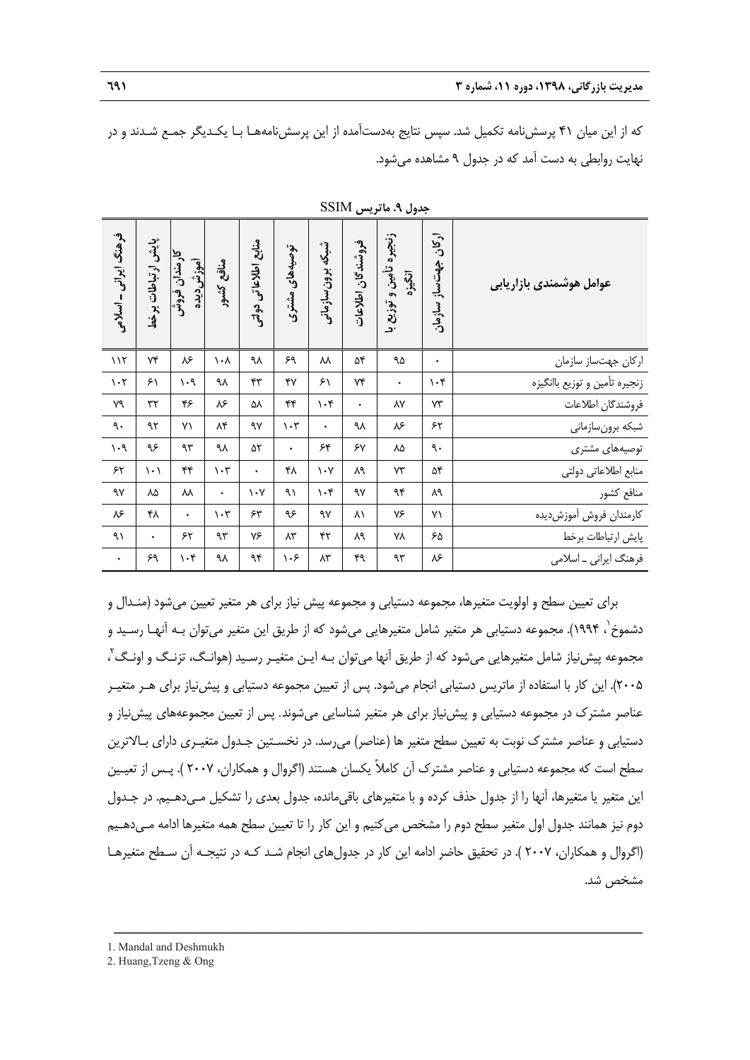که از این میان ۴۱ پرسش‌نامه تکمیل شد. سپس نتایج به‌دست‌آمده از این پرسش‌نامه‌ها بـا یکـدیگر جمـع شـدند و در نهایت روابطی به دست آمد که در جدول ۹ مشاهده می‌شود.

**جدول ۹. ماتریس SSIM**

| عوامل هوشمندی بازاریابی | ارکان جهت‌ساز سازمان | زنجیره تأمین و توزیع با انگیزه | فروشندگان اطلاعات | شبکه برون‌سازمانی | توصیه‌های مشتری | منابع اطلاعاتی دولتی | منافع کشور | کارمندان فروش آموزش‌دیده | پایش ارتباطات برخط | فرهنگ ایرانی ـ اسلامی |
|---|---|---|---|---|---|---|---|---|---|---|
| ارکان جهت‌ساز سازمان | ۰ | ۹۵ | ۵۴ | ۸۸ | ۶۹ | ۹۸ | ۱۰۸ | ۸۶ | ۷۴ | ۱۱۲ |
| زنجیره تأمین و توزیع باانگیزه | ۱۰۴ | ۰ | ۷۴ | ۶۱ | ۴۷ | ۴۳ | ۹۸ | ۱۰۹ | ۶۱ | ۱۰۲ |
| فروشندگان اطلاعات | ۷۳ | ۸۷ | ۰ | ۱۰۴ | ۴۴ | ۵۸ | ۸۶ | ۴۶ | ۳۲ | ۷۹ |
| شبکه برون‌سازمانی | ۶۲ | ۸۶ | ۹۸ | ۰ | ۱۰۳ | ۹۷ | ۸۴ | ۷۱ | ۹۲ | ۹۰ |
| توصیه‌های مشتری | ۹۰ | ۸۵ | ۶۷ | ۶۴ | ۰ | ۵۲ | ۹۸ | ۹۳ | ۹۶ | ۱۰۹ |
| منابع اطلاعاتی دولتی | ۵۴ | ۷۳ | ۸۹ | ۱۰۷ | ۴۸ | ۰ | ۱۰۳ | ۴۴ | ۱۰۱ | ۶۲ |
| منافع کشور | ۸۹ | ۹۴ | ۹۷ | ۱۰۴ | ۹۱ | ۱۰۷ | ۰ | ۸۸ | ۸۵ | ۹۷ |
| کارمندان فروش آموزش‌دیده | ۷۱ | ۷۶ | ۸۱ | ۹۷ | ۹۶ | ۶۳ | ۱۰۳ | ۰ | ۴۸ | ۸۶ |
| پایش ارتباطات برخط | ۶۵ | ۷۸ | ۸۹ | ۴۲ | ۸۳ | ۷۶ | ۹۳ | ۶۲ | ۰ | ۹۱ |
| فرهنگ ایرانی ـ اسلامی | ۸۶ | ۹۳ | ۴۹ | ۸۳ | ۱۰۶ | ۹۴ | ۹۸ | ۱۰۴ | ۶۹ | ۰ |

برای تعیین سطح و اولویت متغیرها، مجموعه دستیابی و مجموعه پیش نیاز برای هر متغیر تعیین می‌شود (منـدال و دشموخ[1]، ۱۹۹۴). مجموعه دستیابی هر متغیر شامل متغیرهایی می‌شود که از طریق این متغیر می‌توان بـه آنهـا رسـید و مجموعه پیش‌نیاز شامل متغیرهایی می‌شود که از طریق آنها می‌توان بـه ایـن متغیـر رسـید (هوانـگ، تزنـگ و اونـگ[2]، ۲۰۰۵). این کار با استفاده از ماتریس دستیابی انجام می‌شود. پس از تعیین مجموعه دستیابی و پیش‌نیاز برای هـر متغیـر عناصر مشترک در مجموعه دستیابی و پیش‌نیاز برای هر متغیر شناسایی می‌شوند. پس از تعیین مجموعه‌های پیش‌نیاز و دستیابی و عناصر مشترک نوبت به تعیین سطح متغیر ها (عناصر) می‌رسد. در نخسـتین جـدول متغیـری دارای بـالاترین سطح است که مجموعه دستیابی و عناصر مشترک آن کاملاً یکسان هستند (اگروال و همکاران، ۲۰۰۷ ). پـس از تعیـین این متغیر یا متغیرها، آنها را از جدول حذف کرده و با متغیرهای باقی‌مانده، جدول بعدی را تشکیل مـی‌دهـیم. در جـدول دوم نیز همانند جدول اول متغیر سطح دوم را مشخص می‌کنیم و این کار را تا تعیین سطح همه متغیرها ادامه مـی‌دهـیم (اگروال و همکاران، ۲۰۰۷ ). در تحقیق حاضر ادامه این کار در جدول‌های انجام شـد کـه در نتیجـه آن سـطح متغیرهـا مشخص شد.

---

1. Mandal and Deshmukh
2. Huang,Tzeng & Ong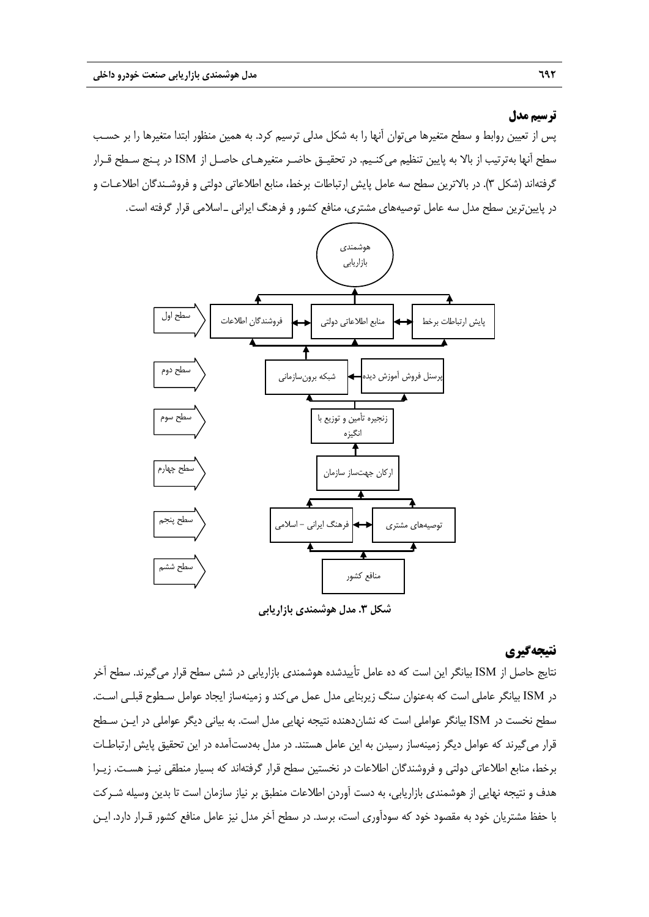### ترسیم مدل

پس از تعیین روابط و سطح متغیرها می‌توان آنها را به شکل مدلی ترسیم کرد. به همین منظور ابتدا متغیرها را بر حسب سطح آنها به‌ترتیب از بالا به پایین تنظیم می‌کنیم. در تحقیق حاضر متغیرهای حاصل از ISM در پنج سطح قرار گرفته‌اند (شکل ۳). در بالاترین سطح سه عامل پایش ارتباطات برخط، منابع اطلاعاتی دولتی و فروشندگان اطلاعات و در پایین‌ترین سطح مدل سه عامل توصیه‌های مشتری، منافع کشور و فرهنگ ایرانی ـ اسلامی قرار گرفته است.

هوشمندی بازاریابی

سطح اول: فروشندگان اطلاعات، منابع اطلاعاتی دولتی، پایش ارتباطات برخط

سطح دوم: شبکه برون‌سازمانی، پرسنل فروش آموزش دیده

سطح سوم: زنجیره تأمین و توزیع با انگیزه

سطح چهارم: ارکان جهت‌ساز سازمان

سطح پنجم: فرهنگ ایرانی – اسلامی، توصیه‌های مشتری

سطح ششم: منافع کشور

**شکل ۳. مدل هوشمندی بازاریابی**

## نتیجه‌گیری

نتایج حاصل از ISM بیانگر این است که ده عامل تأییدشده هوشمندی بازاریابی در شش سطح قرار می‌گیرند. سطح آخر در ISM بیانگر عاملی است که به‌عنوان سنگ زیربنایی مدل عمل می‌کند و زمینه‌ساز ایجاد عوامل سطوح قبلی است. سطح نخست در ISM بیانگر عواملی است که نشان‌دهنده نتیجه نهایی مدل است. به بیانی دیگر عواملی در این سطح قرار می‌گیرند که عوامل دیگر زمینه‌ساز رسیدن به این عامل هستند. در مدل به‌دست‌آمده در این تحقیق پایش ارتباطات برخط، منابع اطلاعاتی دولتی و فروشندگان اطلاعات در نخستین سطح قرار گرفته‌اند که بسیار منطقی نیز هست. زیرا هدف و نتیجه نهایی از هوشمندی بازاریابی، به دست آوردن اطلاعات منطبق بر نیاز سازمان است تا بدین وسیله شرکت با حفظ مشتریان خود به مقصود خود که سودآوری است، برسد. در سطح آخر مدل نیز عامل منافع کشور قرار دارد. این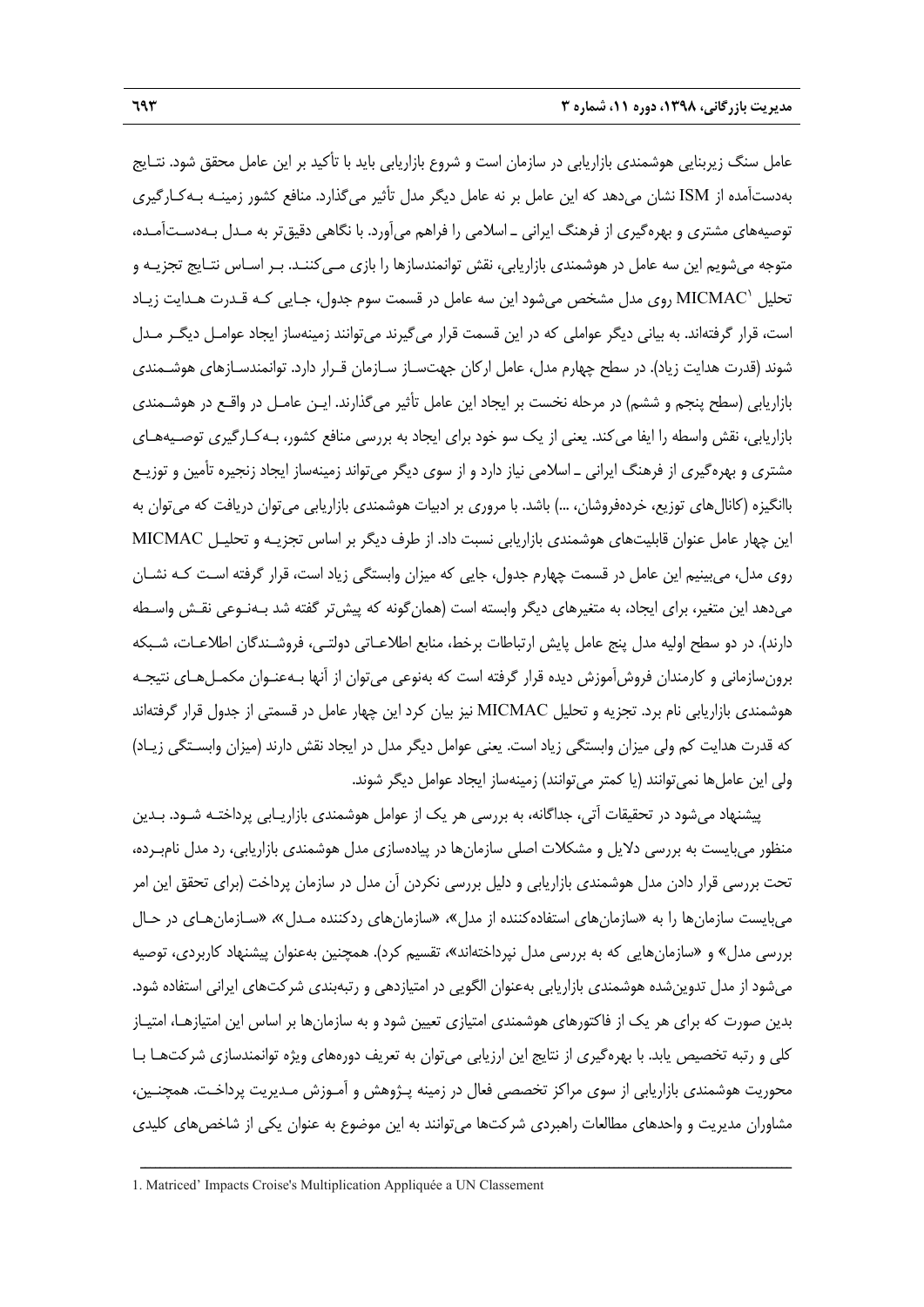عامل سنگ زیربنایی هوشمندی بازاریابی در سازمان است و شروع بازاریابی باید با تأکید بر این عامل محقق شود. نتـایج به‌دست‌آمده از ISM نشان می‌دهد که این عامل بر نه عامل دیگر مدل تأثیر می‌گذارد. منافع کشور زمینـه بـه‌کـارگیری توصیه‌های مشتری و بهره‌گیری از فرهنگ ایرانی ـ اسلامی را فراهم می‌آورد. با نگاهی دقیق‌تر به مـدل بـه‌دسـت‌آمـده، متوجه می‌شویم این سه عامل در هوشمندی بازاریابی، نقش توانمندسازها را بازی مـی‌کننـد. بـر اسـاس نتـایج تجزیـه و تحلیل MICMAC[1] روی مدل مشخص می‌شود این سه عامل در قسمت سوم جدول، جـایی کـه قـدرت هـدایت زیـاد است، قرار گرفته‌اند. به بیانی دیگر عواملی که در این قسمت قرار می‌گیرند می‌توانند زمینه‌ساز ایجاد عوامـل دیگـر مـدل شوند (قدرت هدایت زیاد). در سطح چهارم مدل، عامل ارکان جهت‌سـاز سـازمان قـرار دارد. توانمندسـازهای هوشـمندی بازاریابی (سطح پنجم و ششم) در مرحله نخست بر ایجاد این عامل تأثیر می‌گذارند. ایـن عامـل در واقـع در هوشـمندی بازاریابی، نقش واسطه را ایفا می‌کند. یعنی از یک سو خود برای ایجاد به بررسی منافع کشور، بـه‌کـارگیری توصـیه‌هـای مشتری و بهره‌گیری از فرهنگ ایرانی ـ اسلامی نیاز دارد و از سوی دیگر می‌تواند زمینه‌ساز ایجاد زنجیره تأمین و توزیـع باانگیزه (کانال‌های توزیع، خرده‌فروشان، ...) باشد. با مروری بر ادبیات هوشمندی بازاریابی می‌توان دریافت که می‌توان به این چهار عامل عنوان قابلیت‌های هوشمندی بازاریابی نسبت داد. از طرف دیگر بر اساس تجزیـه و تحلیـل MICMAC روی مدل، می‌بینیم این عامل در قسمت چهارم جدول، جایی که میزان وابستگی زیاد است، قرار گرفته اسـت کـه نشـان می‌دهد این متغیر، برای ایجاد، به متغیرهای دیگر وابسته است (همان‌گونه که پیش‌تر گفته شد بـه‌نـوعی نقـش واسـطه دارند). در دو سطح اولیه مدل پنج عامل پایش ارتباطات برخط، منابع اطلاعـاتی دولتـی، فروشـندگان اطلاعـات، شـبکه برون‌سازمانی و کارمندان فروش‌آموزش دیده قرار گرفته است که به‌نوعی می‌توان از آنها بـه‌عنـوان مکمـل‌هـای نتیجـه هوشمندی بازاریابی نام برد. تجزیه و تحلیل MICMAC نیز بیان کرد این چهار عامل در قسمتی از جدول قرار گرفته‌اند که قدرت هدایت کم ولی میزان وابستگی زیاد است. یعنی عوامل دیگر مدل در ایجاد نقش دارند (میزان وابسـتگی زیـاد) ولی این عامل‌ها نمی‌توانند (یا کمتر می‌توانند) زمینه‌ساز ایجاد عوامل دیگر شوند.

پیشنهاد می‌شود در تحقیقات آتی، جداگانه، به بررسی هر یک از عوامل هوشمندی بازاریـابی پرداختـه شـود. بـدین منظور می‌بایست به بررسی دلایل و مشکلات اصلی سازمان‌ها در پیاده‌سازی مدل هوشمندی بازاریابی، رد مدل نام‌بـرده، تحت بررسی قرار دادن مدل هوشمندی بازاریابی و دلیل بررسی نکردن آن مدل در سازمان پرداخت (برای تحقق این امر می‌بایست سازمان‌ها را به «سازمان‌های استفاده‌کننده از مدل»، «سازمان‌های ردکننده مـدل»، «سـازمان‌هـای در حـال بررسی مدل» و «سازمان‌هایی که به بررسی مدل نپرداخته‌اند»، تقسیم کرد). همچنین به‌عنوان پیشنهاد کاربردی، توصیه می‌شود از مدل تدوین‌شده هوشمندی بازاریابی به‌عنوان الگویی در امتیازدهی و رتبه‌بندی شرکت‌های ایرانی استفاده شود. بدین صورت که برای هر یک از فاکتورهای هوشمندی امتیازی تعیین شود و به سازمان‌ها بر اساس این امتیازهـا، امتیـاز کلی و رتبه تخصیص یابد. با بهره‌گیری از نتایج این ارزیابی می‌توان به تعریف دوره‌های ویژه توانمندسازی شرکت‌هـا بـا محوریت هوشمندی بازاریابی از سوی مراکز تخصصی فعال در زمینه پـژوهش و آمـوزش مـدیریت پرداخـت. همچنـین، مشاوران مدیریت و واحدهای مطالعات راهبردی شرکت‌ها می‌توانند به این موضوع به عنوان یکی از شاخص‌های کلیدی

---

1. Matriced' Impacts Croise's Multiplication Appliquée a UN Classement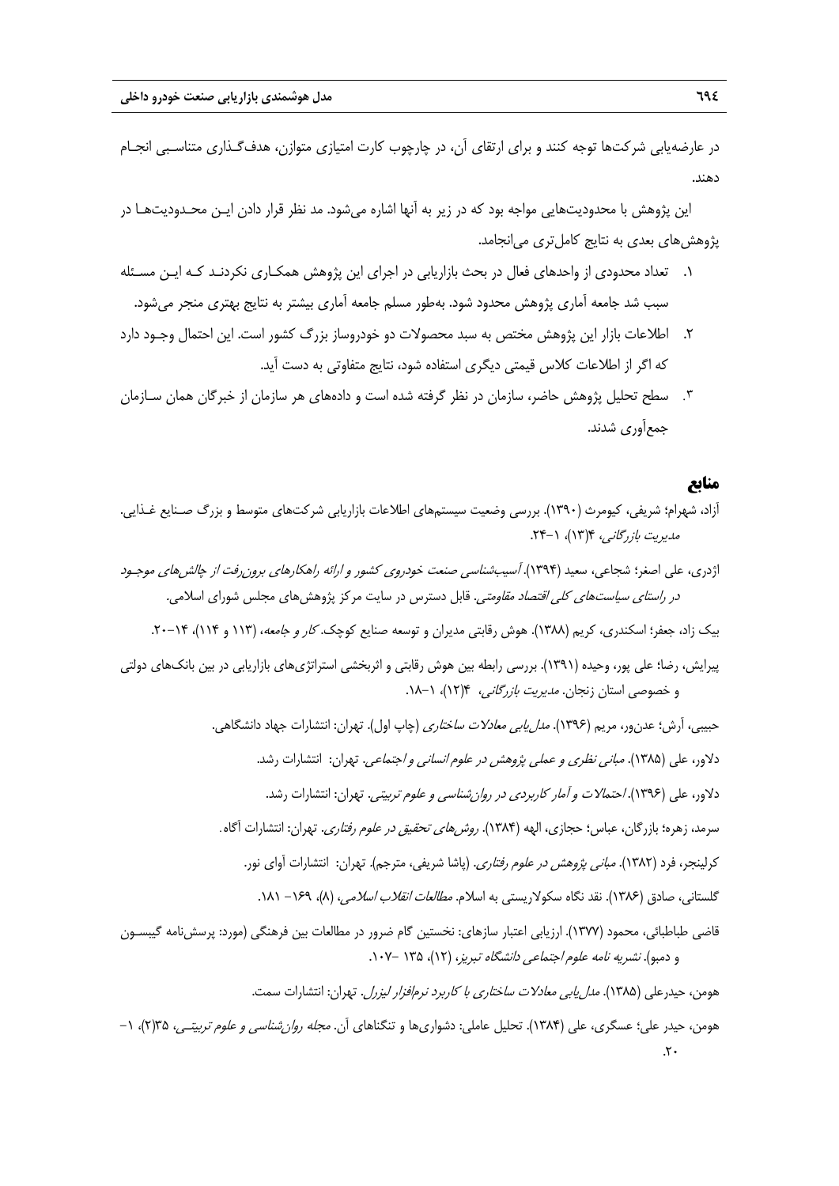در عارضه‌یابی شرکت‌ها توجه کنند و برای ارتقای آن، در چارچوب کارت امتیازی متوازن، هدف‌گذاری متناسبی انجام دهند.

این پژوهش با محدودیت‌هایی مواجه بود که در زیر به آنها اشاره می‌شود. مد نظر قرار دادن این محدودیت‌ها در پژوهش‌های بعدی به نتایج کامل‌تری می‌انجامد.

۱. تعداد محدودی از واحدهای فعال در بحث بازاریابی در اجرای این پژوهش همکاری نکردند که این مسئله سبب شد جامعه آماری پژوهش محدود شود. به‌طور مسلم جامعه آماری بیشتر به نتایج بهتری منجر می‌شود.
۲. اطلاعات بازار این پژوهش مختص به سبد محصولات دو خودروساز بزرگ کشور است. این احتمال وجود دارد که اگر از اطلاعات کلاس قیمتی دیگری استفاده شود، نتایج متفاوتی به دست آید.
۳. سطح تحلیل پژوهش حاضر، سازمان در نظر گرفته شده است و داده‌های هر سازمان از خبرگان همان سازمان جمع‌آوری شدند.

## منابع

آزاد، شهرام؛ شریفی، کیومرث (۱۳۹۰). بررسی وضعیت سیستم‌های اطلاعات بازاریابی شرکت‌های متوسط و بزرگ صنایع غذایی. *مدیریت بازرگانی*، ۳(۱۳)، ۱-۲۴.

اژدری، علی اصغر؛ شجاعی، سعید (۱۳۹۴). *آسیب‌شناسی صنعت خودروی کشور و ارائه راهکارهای برون‌رفت از چالش‌های موجود در راستای سیاست‌های کلی اقتصاد مقاومتی*. قابل دسترس در سایت مرکز پژوهش‌های مجلس شورای اسلامی.

بیک زاد، جعفر؛ اسکندری، کریم (۱۳۸۸). هوش رقابتی مدیران و توسعه صنایع کوچک. *کار و جامعه*، (۱۱۳ و ۱۱۴)، ۱۴-۲۰.

پیرایش، رضا؛ علی پور، وحیده (۱۳۹۱). بررسی رابطه بین هوش رقابتی و اثربخشی استراتژی‌های بازاریابی در بین بانک‌های دولتی و خصوصی استان زنجان. *مدیریت بازرگانی*، ۴(۱۲)، ۱-۱۸.

حبیبی، آرش؛ عدن‌ور، مریم (۱۳۹۶). *مدل‌یابی معادلات ساختاری* (چاپ اول). تهران: انتشارات جهاد دانشگاهی.

دلاور، علی (۱۳۸۵). *مبانی نظری و عملی پژوهش در علوم انسانی و اجتماعی*. تهران: انتشارات رشد.

دلاور، علی (۱۳۹۶). *احتمالات و آمار کاربردی در روان‌شناسی و علوم تربیتی*. تهران: انتشارات رشد.

سرمد، زهره؛ بازرگان، عباس؛ حجازی، الهه (۱۳۸۴). *روش‌های تحقیق در علوم رفتاری*. تهران: انتشارات آگاه.

کرلینجر، فرد (۱۳۸۲). *مبانی پژوهش در علوم رفتاری*. (پاشا شریفی، مترجم). تهران: انتشارات آوای نور.

گلستانی، صادق (۱۳۸۶). نقد نگاه سکولاریستی به اسلام. *مطالعات انقلاب اسلامی*، (۸)، ۱۶۹- ۱۸۱.

قاضی طباطبائی، محمود (۱۳۷۷). ارزیابی اعتبار سازه‌ای: نخستین گام ضرور در مطالعات بین فرهنگی (مورد: پرسش‌نامه گیسون و دمبو). *نشریه نامه علوم اجتماعی دانشگاه تبریز*، (۱۲)، ۱۳۵ -۱۰۷.

هومن، حیدرعلی (۱۳۸۵). *مدل‌یابی معادلات ساختاری با کاربرد نرم‌افزار لیزرل*. تهران: انتشارات سمت.

هومن، حیدر علی؛ عسگری، علی (۱۳۸۴). تحلیل عاملی: دشواری‌ها و تنگناهای آن. *مجله روان‌شناسی و علوم تربیتی*، ۳۵(۲)، ۱-۲۰.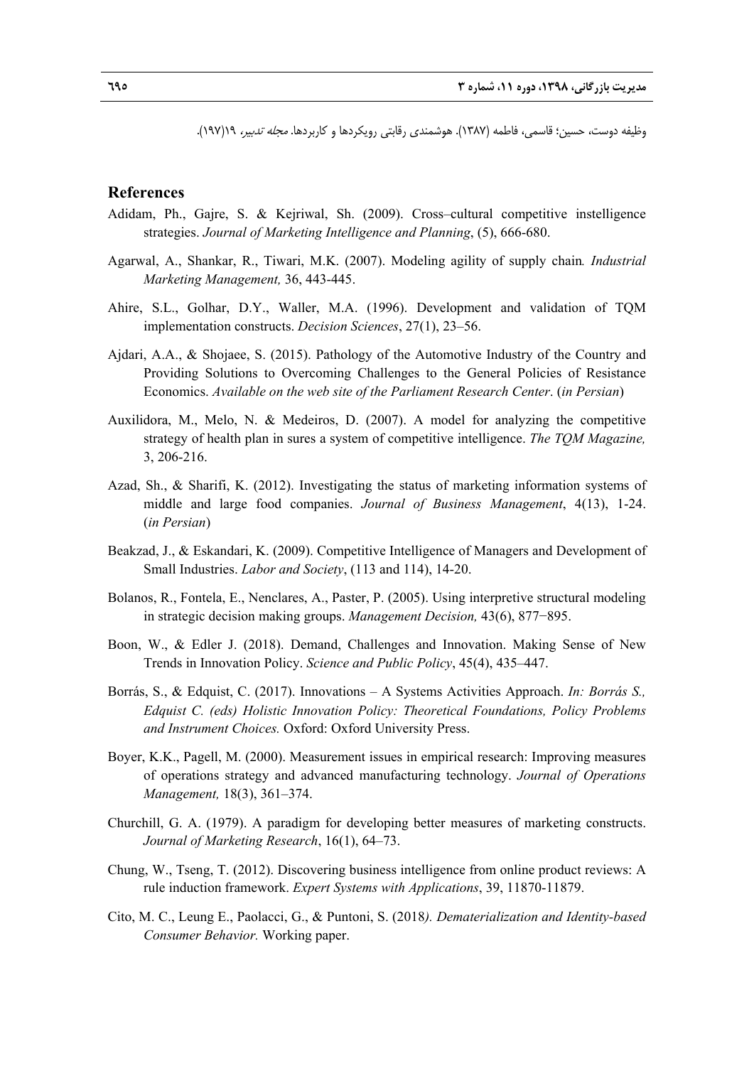وظیفه دوست، حسین؛ قاسمی، فاطمه (۱۳۸۷). هوشمندی رقابتی رویکردها و کاربردها. *مجله تدبیر*، ۱۹(۱۹۷).

## References

Adidam, Ph., Gajre, S. & Kejriwal, Sh. (2009). Cross–cultural competitive instelligence strategies. *Journal of Marketing Intelligence and Planning*, (5), 666-680.

Agarwal, A., Shankar, R., Tiwari, M.K. (2007). Modeling agility of supply chain*. Industrial Marketing Management,* 36, 443-445.

Ahire, S.L., Golhar, D.Y., Waller, M.A. (1996). Development and validation of TQM implementation constructs. *Decision Sciences*, 27(1), 23–56.

Ajdari, A.A., & Shojaee, S. (2015). Pathology of the Automotive Industry of the Country and Providing Solutions to Overcoming Challenges to the General Policies of Resistance Economics. *Available on the web site of the Parliament Research Center*. (*in Persian*)

Auxilidora, M., Melo, N. & Medeiros, D. (2007). A model for analyzing the competitive strategy of health plan in sures a system of competitive intelligence. *The TQM Magazine,* 3, 206-216.

Azad, Sh., & Sharifi, K. (2012). Investigating the status of marketing information systems of middle and large food companies. *Journal of Business Management*, 4(13), 1-24. (*in Persian*)

Beakzad, J., & Eskandari, K. (2009). Competitive Intelligence of Managers and Development of Small Industries. *Labor and Society*, (113 and 114), 14-20.

Bolanos, R., Fontela, E., Nenclares, A., Paster, P. (2005). Using interpretive structural modeling in strategic decision making groups. *Management Decision,* 43(6), 877−895.

Boon, W., & Edler J. (2018). Demand, Challenges and Innovation. Making Sense of New Trends in Innovation Policy. *Science and Public Policy*, 45(4), 435–447.

Borrás, S., & Edquist, C. (2017). Innovations – A Systems Activities Approach. *In: Borrás S., Edquist C. (eds) Holistic Innovation Policy: Theoretical Foundations, Policy Problems and Instrument Choices.* Oxford: Oxford University Press.

Boyer, K.K., Pagell, M. (2000). Measurement issues in empirical research: Improving measures of operations strategy and advanced manufacturing technology. *Journal of Operations Management,* 18(3), 361–374.

Churchill, G. A. (1979). A paradigm for developing better measures of marketing constructs. *Journal of Marketing Research*, 16(1), 64–73.

Chung, W., Tseng, T. (2012). Discovering business intelligence from online product reviews: A rule induction framework. *Expert Systems with Applications*, 39, 11870-11879.

Cito, M. C., Leung E., Paolacci, G., & Puntoni, S. (2018*). Dematerialization and Identity-based Consumer Behavior.* Working paper.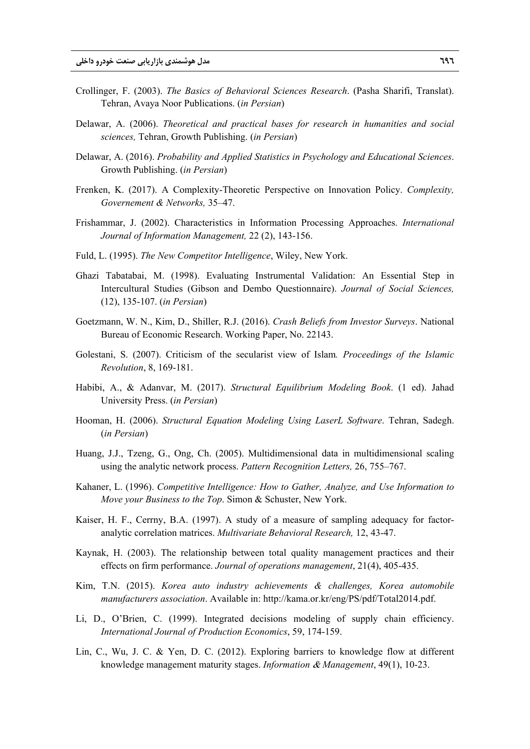Crollinger, F. (2003). *The Basics of Behavioral Sciences Research*. (Pasha Sharifi, Translat). Tehran, Avaya Noor Publications. (*in Persian*)

Delawar, A. (2006). *Theoretical and practical bases for research in humanities and social sciences,* Tehran, Growth Publishing. (*in Persian*)

Delawar, A. (2016). *Probability and Applied Statistics in Psychology and Educational Sciences*. Growth Publishing. (*in Persian*)

Frenken, K. (2017). A Complexity-Theoretic Perspective on Innovation Policy. *Complexity, Governement & Networks,* 35–47.

Frishammar, J. (2002). Characteristics in Information Processing Approaches. *International Journal of Information Management,* 22 (2), 143-156.

Fuld, L. (1995). *The New Competitor Intelligence*, Wiley, New York.

Ghazi Tabatabai, M. (1998). Evaluating Instrumental Validation: An Essential Step in Intercultural Studies (Gibson and Dembo Questionnaire). *Journal of Social Sciences,* (12), 135-107. (*in Persian*)

Goetzmann, W. N., Kim, D., Shiller, R.J. (2016). *Crash Beliefs from Investor Surveys*. National Bureau of Economic Research. Working Paper, No. 22143.

Golestani, S. (2007). Criticism of the secularist view of Islam*. Proceedings of the Islamic Revolution*, 8, 169-181.

Habibi, A., & Adanvar, M. (2017). *Structural Equilibrium Modeling Book*. (1 ed). Jahad University Press. (*in Persian*)

Hooman, H. (2006). *Structural Equation Modeling Using LaserL Software*. Tehran, Sadegh. (*in Persian*)

Huang, J.J., Tzeng, G., Ong, Ch. (2005). Multidimensional data in multidimensional scaling using the analytic network process. *Pattern Recognition Letters,* 26, 755–767.

Kahaner, L. (1996). *Competitive Intelligence: How to Gather, Analyze, and Use Information to Move your Business to the Top*. Simon & Schuster, New York.

Kaiser, H. F., Cerrny, B.A. (1997). A study of a measure of sampling adequacy for factor-analytic correlation matrices. *Multivariate Behavioral Research,* 12, 43-47.

Kaynak, H. (2003). The relationship between total quality management practices and their effects on firm performance. *Journal of operations management*, 21(4), 405-435.

Kim, T.N. (2015). *Korea auto industry achievements & challenges, Korea automobile manufacturers association*. Available in: http://kama.or.kr/eng/PS/pdf/Total2014.pdf.

Li, D., O'Brien, C. (1999). Integrated decisions modeling of supply chain efficiency. *International Journal of Production Economics*, 59, 174-159.

Lin, C., Wu, J. C. & Yen, D. C. (2012). Exploring barriers to knowledge flow at different knowledge management maturity stages. *Information & Management*, 49(1), 10-23.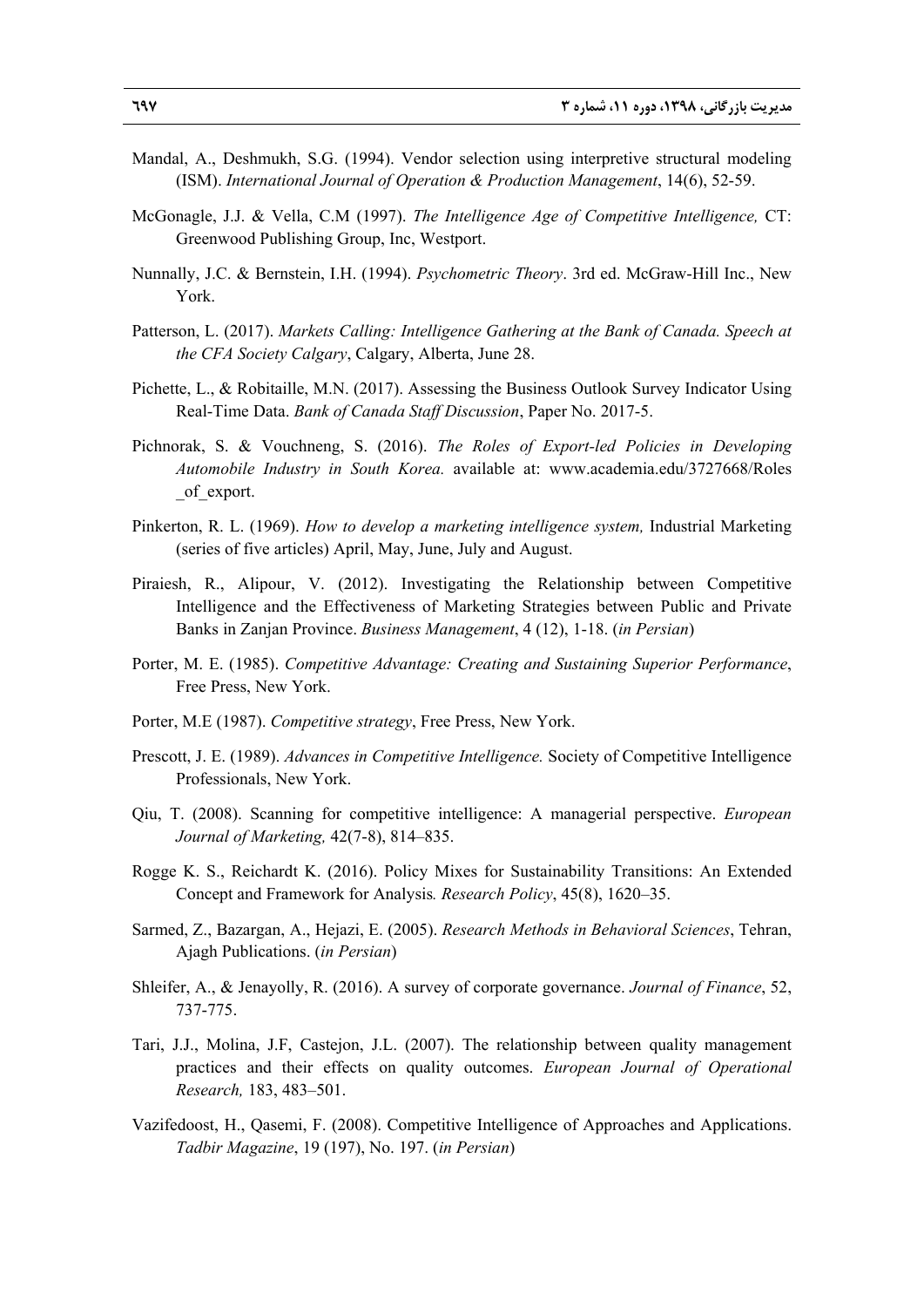Mandal, A., Deshmukh, S.G. (1994). Vendor selection using interpretive structural modeling (ISM). *International Journal of Operation & Production Management*, 14(6), 52-59.

McGonagle, J.J. & Vella, C.M (1997). *The Intelligence Age of Competitive Intelligence,* CT: Greenwood Publishing Group, Inc, Westport.

Nunnally, J.C. & Bernstein, I.H. (1994). *Psychometric Theory*. 3rd ed. McGraw-Hill Inc., New York.

Patterson, L. (2017). *Markets Calling: Intelligence Gathering at the Bank of Canada. Speech at the CFA Society Calgary*, Calgary, Alberta, June 28.

Pichette, L., & Robitaille, M.N. (2017). Assessing the Business Outlook Survey Indicator Using Real-Time Data. *Bank of Canada Staff Discussion*, Paper No. 2017-5.

Pichnorak, S. & Vouchneng, S. (2016). *The Roles of Export-led Policies in Developing Automobile Industry in South Korea.* available at: www.academia.edu/3727668/Roles_of_export.

Pinkerton, R. L. (1969). *How to develop a marketing intelligence system,* Industrial Marketing (series of five articles) April, May, June, July and August.

Piraiesh, R., Alipour, V. (2012). Investigating the Relationship between Competitive Intelligence and the Effectiveness of Marketing Strategies between Public and Private Banks in Zanjan Province. *Business Management*, 4 (12), 1-18. (*in Persian*)

Porter, M. E. (1985). *Competitive Advantage: Creating and Sustaining Superior Performance*, Free Press, New York.

Porter, M.E (1987). *Competitive strategy*, Free Press, New York.

Prescott, J. E. (1989). *Advances in Competitive Intelligence.* Society of Competitive Intelligence Professionals, New York.

Qiu, T. (2008). Scanning for competitive intelligence: A managerial perspective. *European Journal of Marketing,* 42(7-8), 814–835.

Rogge K. S., Reichardt K. (2016). Policy Mixes for Sustainability Transitions: An Extended Concept and Framework for Analysis*. Research Policy*, 45(8), 1620–35.

Sarmed, Z., Bazargan, A., Hejazi, E. (2005). *Research Methods in Behavioral Sciences*, Tehran, Ajagh Publications. (*in Persian*)

Shleifer, A., & Jenayolly, R. (2016). A survey of corporate governance. *Journal of Finance*, 52, 737-775.

Tari, J.J., Molina, J.F, Castejon, J.L. (2007). The relationship between quality management practices and their effects on quality outcomes. *European Journal of Operational Research,* 183, 483–501.

Vazifedoost, H., Qasemi, F. (2008). Competitive Intelligence of Approaches and Applications. *Tadbir Magazine*, 19 (197), No. 197. (*in Persian*)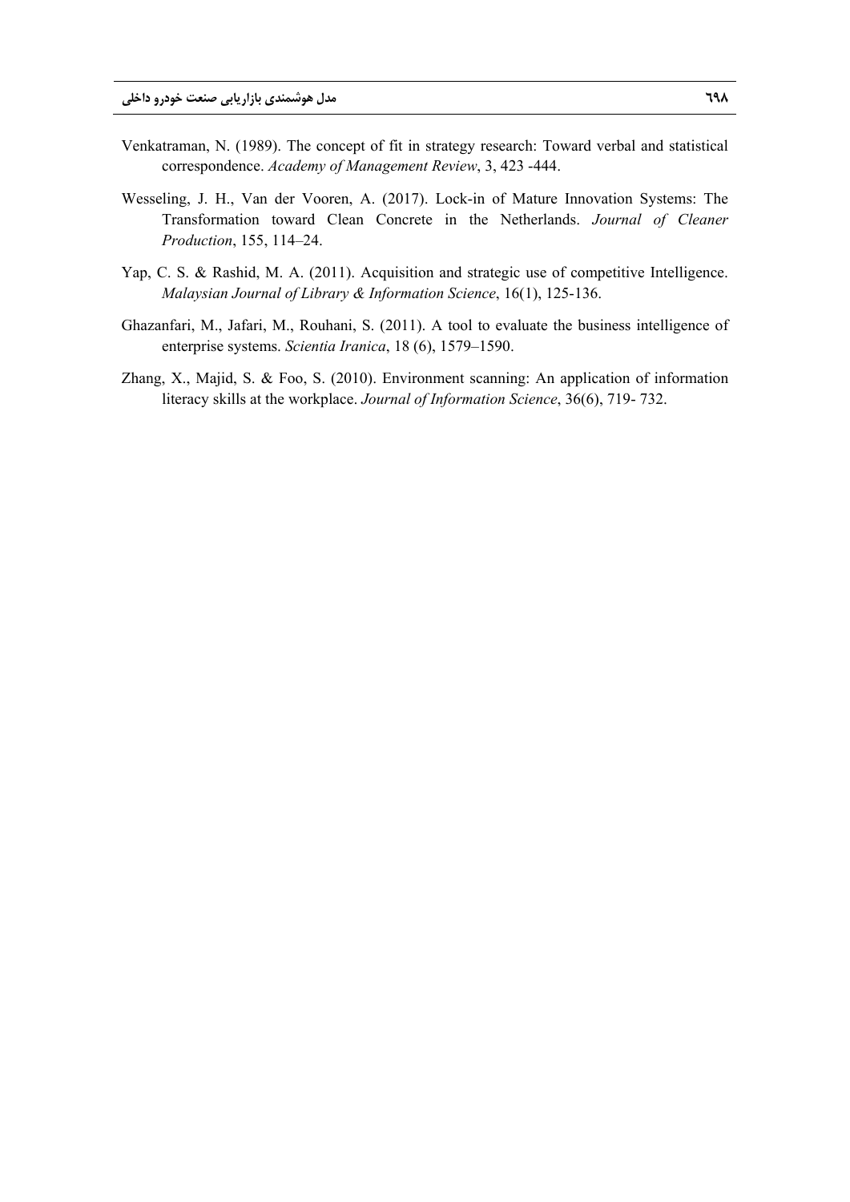Venkatraman, N. (1989). The concept of fit in strategy research: Toward verbal and statistical correspondence. *Academy of Management Review*, 3, 423 -444.

Wesseling, J. H., Van der Vooren, A. (2017). Lock-in of Mature Innovation Systems: The Transformation toward Clean Concrete in the Netherlands. *Journal of Cleaner Production*, 155, 114–24.

Yap, C. S. & Rashid, M. A. (2011). Acquisition and strategic use of competitive Intelligence. *Malaysian Journal of Library & Information Science*, 16(1), 125-136.

Ghazanfari, M., Jafari, M., Rouhani, S. (2011). A tool to evaluate the business intelligence of enterprise systems. *Scientia Iranica*, 18 (6), 1579–1590.

Zhang, X., Majid, S. & Foo, S. (2010). Environment scanning: An application of information literacy skills at the workplace. *Journal of Information Science*, 36(6), 719- 732.